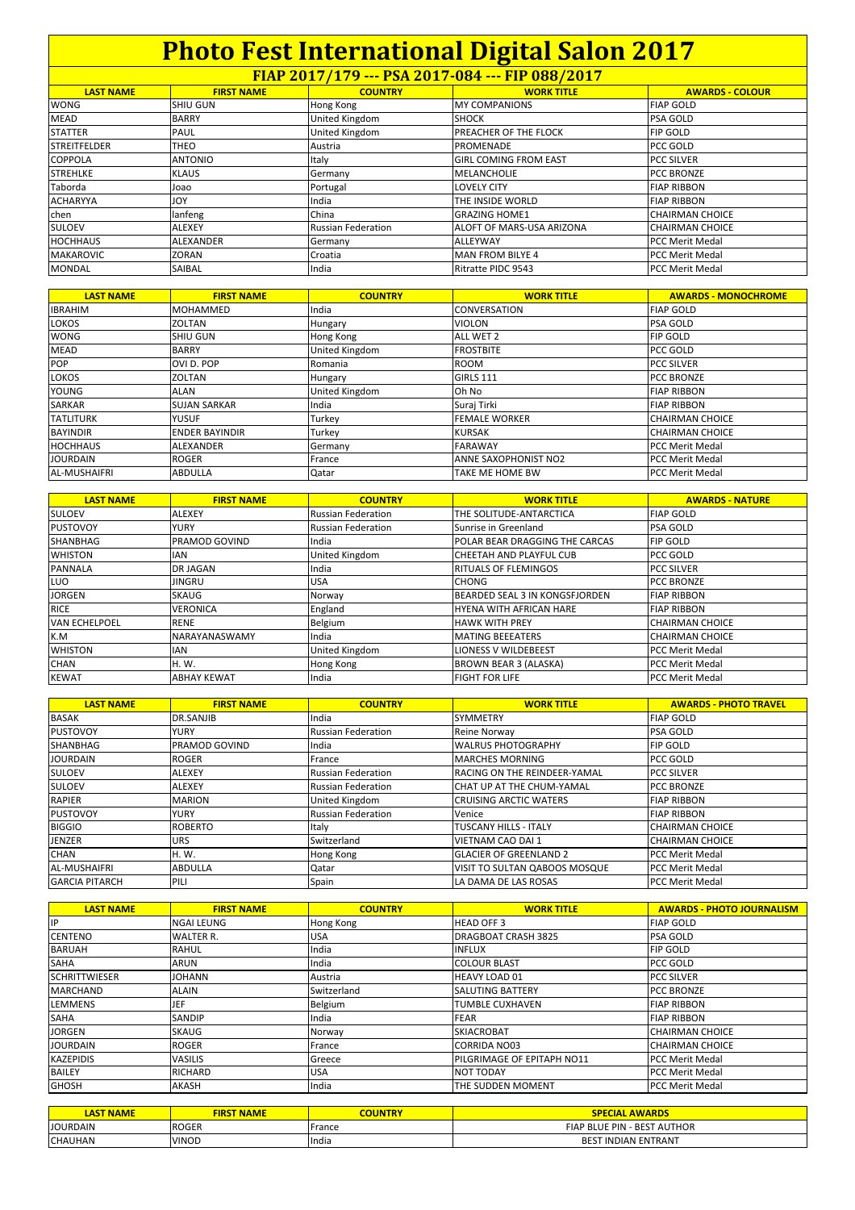# Photo Fest International Digital Salon 2017

## FIAP 2017/179 --- PSA 2017-084 --- FIP 088/2017

| LAST NAME | FIRST NAME | COUNTRY | WORK TITLE | AWARDS - COLOUR |
|---|---|---|---|---|
| WONG | SHIU GUN | Hong Kong | MY COMPANIONS | FIAP GOLD |
| MEAD | BARRY | United Kingdom | SHOCK | PSA GOLD |
| STATTER | PAUL | United Kingdom | PREACHER OF THE FLOCK | FIP GOLD |
| STREITFELDER | THEO | Austria | PROMENADE | PCC GOLD |
| COPPOLA | ANTONIO | Italy | GIRL COMING FROM EAST | PCC SILVER |
| STREHLKE | KLAUS | Germany | MELANCHOLIE | PCC BRONZE |
| Taborda | Joao | Portugal | LOVELY CITY | FIAP RIBBON |
| ACHARYYA | JOY | India | THE INSIDE WORLD | FIAP RIBBON |
| chen | lanfeng | China | GRAZING HOME1 | CHAIRMAN CHOICE |
| SULOEV | ALEXEY | Russian Federation | ALOFT OF MARS-USA ARIZONA | CHAIRMAN CHOICE |
| HOCHHAUS | ALEXANDER | Germany | ALLEYWAY | PCC Merit Medal |
| MAKAROVIC | ZORAN | Croatia | MAN FROM BILYE 4 | PCC Merit Medal |
| MONDAL | SAIBAL | India | Ritratte PIDC 9543 | PCC Merit Medal |

| LAST NAME | FIRST NAME | COUNTRY | WORK TITLE | AWARDS - MONOCHROME |
|---|---|---|---|---|
| IBRAHIM | MOHAMMED | India | CONVERSATION | FIAP GOLD |
| LOKOS | ZOLTAN | Hungary | VIOLON | PSA GOLD |
| WONG | SHIU GUN | Hong Kong | ALL WET 2 | FIP GOLD |
| MEAD | BARRY | United Kingdom | FROSTBITE | PCC GOLD |
| POP | OVI D. POP | Romania | ROOM | PCC SILVER |
| LOKOS | ZOLTAN | Hungary | GIRLS 111 | PCC BRONZE |
| YOUNG | ALAN | United Kingdom | Oh No | FIAP RIBBON |
| SARKAR | SUJAN SARKAR | India | Suraj Tirki | FIAP RIBBON |
| TATLITURK | YUSUF | Turkey | FEMALE WORKER | CHAIRMAN CHOICE |
| BAYINDIR | ENDER BAYINDIR | Turkey | KURSAK | CHAIRMAN CHOICE |
| HOCHHAUS | ALEXANDER | Germany | FARAWAY | PCC Merit Medal |
| JOURDAIN | ROGER | France | ANNE SAXOPHONIST NO2 | PCC Merit Medal |
| AL-MUSHAIFRI | ABDULLA | Qatar | TAKE ME HOME BW | PCC Merit Medal |

| LAST NAME | FIRST NAME | COUNTRY | WORK TITLE | AWARDS - NATURE |
|---|---|---|---|---|
| SULOEV | ALEXEY | Russian Federation | THE SOLITUDE-ANTARCTICA | FIAP GOLD |
| PUSTOVOY | YURY | Russian Federation | Sunrise in Greenland | PSA GOLD |
| SHANBHAG | PRAMOD GOVIND | India | POLAR BEAR DRAGGING THE CARCAS | FIP GOLD |
| WHISTON | IAN | United Kingdom | CHEETAH AND PLAYFUL CUB | PCC GOLD |
| PANNALA | DR JAGAN | India | RITUALS OF FLEMINGOS | PCC SILVER |
| LUO | JINGRU | USA | CHONG | PCC BRONZE |
| JORGEN | SKAUG | Norway | BEARDED SEAL 3 IN KONGSFJORDEN | FIAP RIBBON |
| RICE | VERONICA | England | HYENA WITH AFRICAN HARE | FIAP RIBBON |
| VAN ECHELPOEL | RENE | Belgium | HAWK WITH PREY | CHAIRMAN CHOICE |
| K.M | NARAYANASWAMY | India | MATING BEEEATERS | CHAIRMAN CHOICE |
| WHISTON | IAN | United Kingdom | LIONESS V WILDEBEEST | PCC Merit Medal |
| CHAN | H. W. | Hong Kong | BROWN BEAR 3 (ALASKA) | PCC Merit Medal |
| KEWAT | ABHAY KEWAT | India | FIGHT FOR LIFE | PCC Merit Medal |

| LAST NAME | FIRST NAME | COUNTRY | WORK TITLE | AWARDS - PHOTO TRAVEL |
|---|---|---|---|---|
| BASAK | DR.SANJIB | India | SYMMETRY | FIAP GOLD |
| PUSTOVOY | YURY | Russian Federation | Reine Norway | PSA GOLD |
| SHANBHAG | PRAMOD GOVIND | India | WALRUS PHOTOGRAPHY | FIP GOLD |
| JOURDAIN | ROGER | France | MARCHES MORNING | PCC GOLD |
| SULOEV | ALEXEY | Russian Federation | RACING ON THE REINDEER-YAMAL | PCC SILVER |
| SULOEV | ALEXEY | Russian Federation | CHAT UP AT THE CHUM-YAMAL | PCC BRONZE |
| RAPIER | MARION | United Kingdom | CRUISING ARCTIC WATERS | FIAP RIBBON |
| PUSTOVOY | YURY | Russian Federation | Venice | FIAP RIBBON |
| BIGGIO | ROBERTO | Italy | TUSCANY HILLS - ITALY | CHAIRMAN CHOICE |
| JENZER | URS | Switzerland | VIETNAM CAO DAI 1 | CHAIRMAN CHOICE |
| CHAN | H. W. | Hong Kong | GLACIER OF GREENLAND 2 | PCC Merit Medal |
| AL-MUSHAIFRI | ABDULLA | Qatar | VISIT TO SULTAN QABOOS MOSQUE | PCC Merit Medal |
| GARCIA PITARCH | PILI | Spain | LA DAMA DE LAS ROSAS | PCC Merit Medal |

| LAST NAME | FIRST NAME | COUNTRY | WORK TITLE | AWARDS - PHOTO JOURNALISM |
|---|---|---|---|---|
| IP | NGAI LEUNG | Hong Kong | HEAD OFF 3 | FIAP GOLD |
| CENTENO | WALTER R. | USA | DRAGBOAT CRASH 3825 | PSA GOLD |
| BARUAH | RAHUL | India | INFLUX | FIP GOLD |
| SAHA | ARUN | India | COLOUR BLAST | PCC GOLD |
| SCHRITTWIESER | JOHANN | Austria | HEAVY LOAD 01 | PCC SILVER |
| MARCHAND | ALAIN | Switzerland | SALUTING BATTERY | PCC BRONZE |
| LEMMENS | JEF | Belgium | TUMBLE CUXHAVEN | FIAP RIBBON |
| SAHA | SANDIP | India | FEAR | FIAP RIBBON |
| JORGEN | SKAUG | Norway | SKIACROBAT | CHAIRMAN CHOICE |
| JOURDAIN | ROGER | France | CORRIDA NO03 | CHAIRMAN CHOICE |
| KAZEPIDIS | VASILIS | Greece | PILGRIMAGE OF EPITAPH NO11 | PCC Merit Medal |
| BAILEY | RICHARD | USA | NOT TODAY | PCC Merit Medal |
| GHOSH | AKASH | India | THE SUDDEN MOMENT | PCC Merit Medal |

| LAST NAME | FIRST NAME | COUNTRY | SPECIAL AWARDS |
|---|---|---|---|
| JOURDAIN | ROGER | France | FIAP BLUE PIN - BEST AUTHOR |
| CHAUHAN | VINOD | India | BEST INDIAN ENTRANT |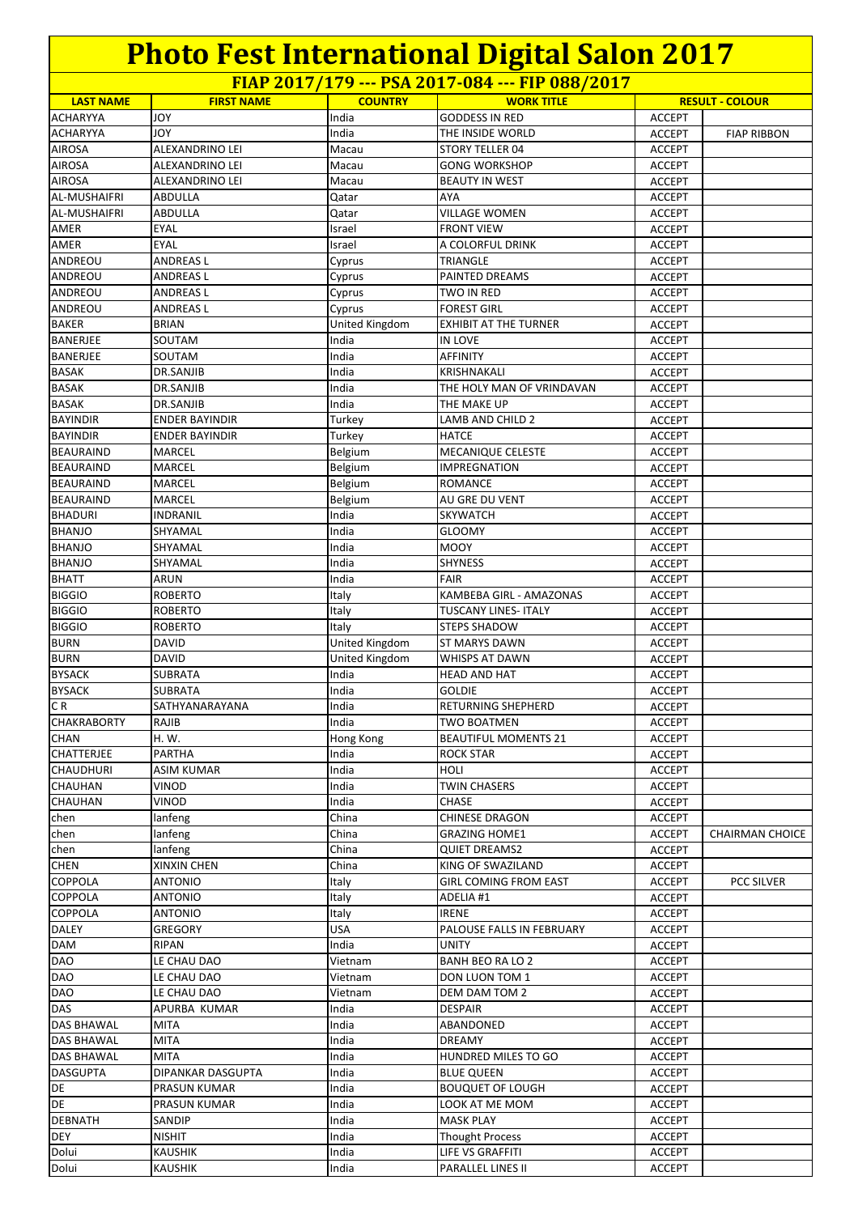# Photo Fest International Digital Salon 2017

## FIAP 2017/179 --- PSA 2017-084 --- FIP 088/2017

| LAST NAME | FIRST NAME | COUNTRY | WORK TITLE | RESULT - COLOUR | |
|---|---|---|---|---|---|
| ACHARYYA | JOY | India | GODDESS IN RED | ACCEPT | |
| ACHARYYA | JOY | India | THE INSIDE WORLD | ACCEPT | FIAP RIBBON |
| AIROSA | ALEXANDRINO LEI | Macau | STORY TELLER 04 | ACCEPT | |
| AIROSA | ALEXANDRINO LEI | Macau | GONG WORKSHOP | ACCEPT | |
| AIROSA | ALEXANDRINO LEI | Macau | BEAUTY IN WEST | ACCEPT | |
| AL-MUSHAIFRI | ABDULLA | Qatar | AYA | ACCEPT | |
| AL-MUSHAIFRI | ABDULLA | Qatar | VILLAGE WOMEN | ACCEPT | |
| AMER | EYAL | Israel | FRONT VIEW | ACCEPT | |
| AMER | EYAL | Israel | A COLORFUL DRINK | ACCEPT | |
| ANDREOU | ANDREAS L | Cyprus | TRIANGLE | ACCEPT | |
| ANDREOU | ANDREAS L | Cyprus | PAINTED DREAMS | ACCEPT | |
| ANDREOU | ANDREAS L | Cyprus | TWO IN RED | ACCEPT | |
| ANDREOU | ANDREAS L | Cyprus | FOREST GIRL | ACCEPT | |
| BAKER | BRIAN | United Kingdom | EXHIBIT AT THE TURNER | ACCEPT | |
| BANERJEE | SOUTAM | India | IN LOVE | ACCEPT | |
| BANERJEE | SOUTAM | India | AFFINITY | ACCEPT | |
| BASAK | DR.SANJIB | India | KRISHNAKALI | ACCEPT | |
| BASAK | DR.SANJIB | India | THE HOLY MAN OF VRINDAVAN | ACCEPT | |
| BASAK | DR.SANJIB | India | THE MAKE UP | ACCEPT | |
| BAYINDIR | ENDER BAYINDIR | Turkey | LAMB AND CHILD 2 | ACCEPT | |
| BAYINDIR | ENDER BAYINDIR | Turkey | HATCE | ACCEPT | |
| BEAURAIND | MARCEL | Belgium | MECANIQUE CELESTE | ACCEPT | |
| BEAURAIND | MARCEL | Belgium | IMPREGNATION | ACCEPT | |
| BEAURAIND | MARCEL | Belgium | ROMANCE | ACCEPT | |
| BEAURAIND | MARCEL | Belgium | AU GRE DU VENT | ACCEPT | |
| BHADURI | INDRANIL | India | SKYWATCH | ACCEPT | |
| BHANJO | SHYAMAL | India | GLOOMY | ACCEPT | |
| BHANJO | SHYAMAL | India | MOOY | ACCEPT | |
| BHANJO | SHYAMAL | India | SHYNESS | ACCEPT | |
| BHATT | ARUN | India | FAIR | ACCEPT | |
| BIGGIO | ROBERTO | Italy | KAMBEBA GIRL - AMAZONAS | ACCEPT | |
| BIGGIO | ROBERTO | Italy | TUSCANY LINES- ITALY | ACCEPT | |
| BIGGIO | ROBERTO | Italy | STEPS SHADOW | ACCEPT | |
| BURN | DAVID | United Kingdom | ST MARYS DAWN | ACCEPT | |
| BURN | DAVID | United Kingdom | WHISPS AT DAWN | ACCEPT | |
| BYSACK | SUBRATA | India | HEAD AND HAT | ACCEPT | |
| BYSACK | SUBRATA | India | GOLDIE | ACCEPT | |
| C R | SATHYANARAYANA | India | RETURNING SHEPHERD | ACCEPT | |
| CHAKRABORTY | RAJIB | India | TWO BOATMEN | ACCEPT | |
| CHAN | H. W. | Hong Kong | BEAUTIFUL MOMENTS 21 | ACCEPT | |
| CHATTERJEE | PARTHA | India | ROCK STAR | ACCEPT | |
| CHAUDHURI | ASIM KUMAR | India | HOLI | ACCEPT | |
| CHAUHAN | VINOD | India | TWIN CHASERS | ACCEPT | |
| CHAUHAN | VINOD | India | CHASE | ACCEPT | |
| chen | lanfeng | China | CHINESE DRAGON | ACCEPT | |
| chen | lanfeng | China | GRAZING HOME1 | ACCEPT | CHAIRMAN CHOICE |
| chen | lanfeng | China | QUIET DREAMS2 | ACCEPT | |
| CHEN | XINXIN CHEN | China | KING OF SWAZILAND | ACCEPT | |
| COPPOLA | ANTONIO | Italy | GIRL COMING FROM EAST | ACCEPT | PCC SILVER |
| COPPOLA | ANTONIO | Italy | ADELIA #1 | ACCEPT | |
| COPPOLA | ANTONIO | Italy | IRENE | ACCEPT | |
| DALEY | GREGORY | USA | PALOUSE FALLS IN FEBRUARY | ACCEPT | |
| DAM | RIPAN | India | UNITY | ACCEPT | |
| DAO | LE CHAU DAO | Vietnam | BANH BEO RA LO 2 | ACCEPT | |
| DAO | LE CHAU DAO | Vietnam | DON LUON TOM 1 | ACCEPT | |
| DAO | LE CHAU DAO | Vietnam | DEM DAM TOM 2 | ACCEPT | |
| DAS | APURBA KUMAR | India | DESPAIR | ACCEPT | |
| DAS BHAWAL | MITA | India | ABANDONED | ACCEPT | |
| DAS BHAWAL | MITA | India | DREAMY | ACCEPT | |
| DAS BHAWAL | MITA | India | HUNDRED MILES TO GO | ACCEPT | |
| DASGUPTA | DIPANKAR DASGUPTA | India | BLUE QUEEN | ACCEPT | |
| DE | PRASUN KUMAR | India | BOUQUET OF LOUGH | ACCEPT | |
| DE | PRASUN KUMAR | India | LOOK AT ME MOM | ACCEPT | |
| DEBNATH | SANDIP | India | MASK PLAY | ACCEPT | |
| DEY | NISHIT | India | Thought Process | ACCEPT | |
| Dolui | KAUSHIK | India | LIFE VS GRAFFITI | ACCEPT | |
| Dolui | KAUSHIK | India | PARALLEL LINES II | ACCEPT | |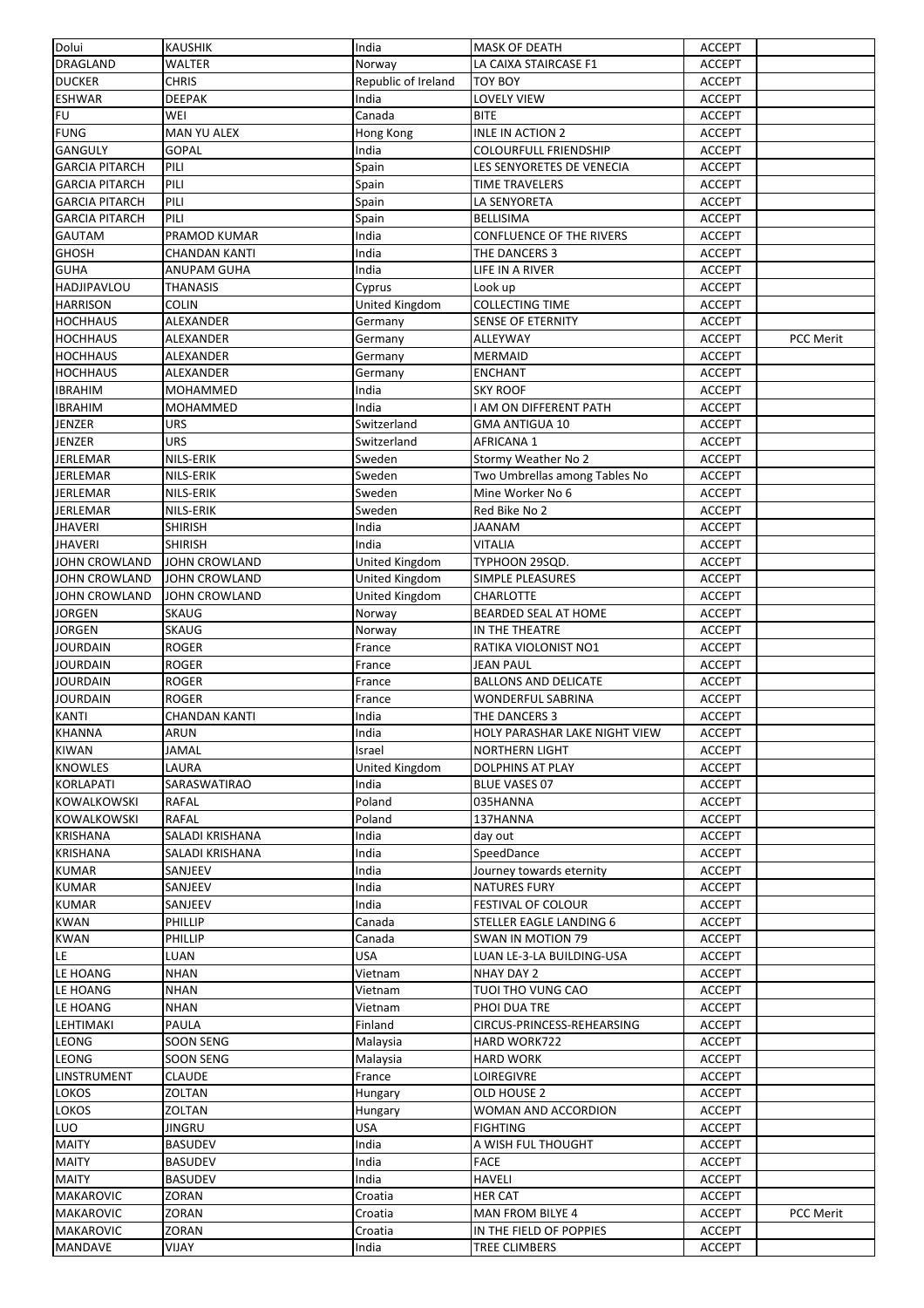| Dolui | KAUSHIK | India | MASK OF DEATH | ACCEPT | |
|---|---|---|---|---|---|
| DRAGLAND | WALTER | Norway | LA CAIXA STAIRCASE F1 | ACCEPT | |
| DUCKER | CHRIS | Republic of Ireland | TOY BOY | ACCEPT | |
| ESHWAR | DEEPAK | India | LOVELY VIEW | ACCEPT | |
| FU | WEI | Canada | BITE | ACCEPT | |
| FUNG | MAN YU ALEX | Hong Kong | INLE IN ACTION 2 | ACCEPT | |
| GANGULY | GOPAL | India | COLOURFULL FRIENDSHIP | ACCEPT | |
| GARCIA PITARCH | PILI | Spain | LES SENYORETES DE VENECIA | ACCEPT | |
| GARCIA PITARCH | PILI | Spain | TIME TRAVELERS | ACCEPT | |
| GARCIA PITARCH | PILI | Spain | LA SENYORETA | ACCEPT | |
| GARCIA PITARCH | PILI | Spain | BELLISIMA | ACCEPT | |
| GAUTAM | PRAMOD KUMAR | India | CONFLUENCE OF THE RIVERS | ACCEPT | |
| GHOSH | CHANDAN KANTI | India | THE DANCERS 3 | ACCEPT | |
| GUHA | ANUPAM GUHA | India | LIFE IN A RIVER | ACCEPT | |
| HADJIPAVLOU | THANASIS | Cyprus | Look up | ACCEPT | |
| HARRISON | COLIN | United Kingdom | COLLECTING TIME | ACCEPT | |
| HOCHHAUS | ALEXANDER | Germany | SENSE OF ETERNITY | ACCEPT | |
| HOCHHAUS | ALEXANDER | Germany | ALLEYWAY | ACCEPT | PCC Merit |
| HOCHHAUS | ALEXANDER | Germany | MERMAID | ACCEPT | |
| HOCHHAUS | ALEXANDER | Germany | ENCHANT | ACCEPT | |
| IBRAHIM | MOHAMMED | India | SKY ROOF | ACCEPT | |
| IBRAHIM | MOHAMMED | India | I AM ON DIFFERENT PATH | ACCEPT | |
| JENZER | URS | Switzerland | GMA ANTIGUA 10 | ACCEPT | |
| JENZER | URS | Switzerland | AFRICANA 1 | ACCEPT | |
| JERLEMAR | NILS-ERIK | Sweden | Stormy Weather No 2 | ACCEPT | |
| JERLEMAR | NILS-ERIK | Sweden | Two Umbrellas among Tables No | ACCEPT | |
| JERLEMAR | NILS-ERIK | Sweden | Mine Worker No 6 | ACCEPT | |
| JERLEMAR | NILS-ERIK | Sweden | Red Bike No 2 | ACCEPT | |
| JHAVERI | SHIRISH | India | JAANAM | ACCEPT | |
| JHAVERI | SHIRISH | India | VITALIA | ACCEPT | |
| JOHN CROWLAND | JOHN CROWLAND | United Kingdom | TYPHOON 29SQD. | ACCEPT | |
| JOHN CROWLAND | JOHN CROWLAND | United Kingdom | SIMPLE PLEASURES | ACCEPT | |
| JOHN CROWLAND | JOHN CROWLAND | United Kingdom | CHARLOTTE | ACCEPT | |
| JORGEN | SKAUG | Norway | BEARDED SEAL AT HOME | ACCEPT | |
| JORGEN | SKAUG | Norway | IN THE THEATRE | ACCEPT | |
| JOURDAIN | ROGER | France | RATIKA VIOLONIST NO1 | ACCEPT | |
| JOURDAIN | ROGER | France | JEAN PAUL | ACCEPT | |
| JOURDAIN | ROGER | France | BALLONS AND DELICATE | ACCEPT | |
| JOURDAIN | ROGER | France | WONDERFUL SABRINA | ACCEPT | |
| KANTI | CHANDAN KANTI | India | THE DANCERS 3 | ACCEPT | |
| KHANNA | ARUN | India | HOLY PARASHAR LAKE NIGHT VIEW | ACCEPT | |
| KIWAN | JAMAL | Israel | NORTHERN LIGHT | ACCEPT | |
| KNOWLES | LAURA | United Kingdom | DOLPHINS AT PLAY | ACCEPT | |
| KORLAPATI | SARASWATIRAO | India | BLUE VASES 07 | ACCEPT | |
| KOWALKOWSKI | RAFAL | Poland | 035HANNA | ACCEPT | |
| KOWALKOWSKI | RAFAL | Poland | 137HANNA | ACCEPT | |
| KRISHANA | SALADI KRISHANA | India | day out | ACCEPT | |
| KRISHANA | SALADI KRISHANA | India | SpeedDance | ACCEPT | |
| KUMAR | SANJEEV | India | Journey towards eternity | ACCEPT | |
| KUMAR | SANJEEV | India | NATURES FURY | ACCEPT | |
| KUMAR | SANJEEV | India | FESTIVAL OF COLOUR | ACCEPT | |
| KWAN | PHILLIP | Canada | STELLER EAGLE LANDING 6 | ACCEPT | |
| KWAN | PHILLIP | Canada | SWAN IN MOTION 79 | ACCEPT | |
| LE | LUAN | USA | LUAN LE-3-LA BUILDING-USA | ACCEPT | |
| LE HOANG | NHAN | Vietnam | NHAY DAY 2 | ACCEPT | |
| LE HOANG | NHAN | Vietnam | TUOI THO VUNG CAO | ACCEPT | |
| LE HOANG | NHAN | Vietnam | PHOI DUA TRE | ACCEPT | |
| LEHTIMAKI | PAULA | Finland | CIRCUS-PRINCESS-REHEARSING | ACCEPT | |
| LEONG | SOON SENG | Malaysia | HARD WORK722 | ACCEPT | |
| LEONG | SOON SENG | Malaysia | HARD WORK | ACCEPT | |
| LINSTRUMENT | CLAUDE | France | LOIREGIVRE | ACCEPT | |
| LOKOS | ZOLTAN | Hungary | OLD HOUSE 2 | ACCEPT | |
| LOKOS | ZOLTAN | Hungary | WOMAN AND ACCORDION | ACCEPT | |
| LUO | JINGRU | USA | FIGHTING | ACCEPT | |
| MAITY | BASUDEV | India | A WISH FUL THOUGHT | ACCEPT | |
| MAITY | BASUDEV | India | FACE | ACCEPT | |
| MAITY | BASUDEV | India | HAVELI | ACCEPT | |
| MAKAROVIC | ZORAN | Croatia | HER CAT | ACCEPT | |
| MAKAROVIC | ZORAN | Croatia | MAN FROM BILYE 4 | ACCEPT | PCC Merit |
| MAKAROVIC | ZORAN | Croatia | IN THE FIELD OF POPPIES | ACCEPT | |
| MANDAVE | VIJAY | India | TREE CLIMBERS | ACCEPT | |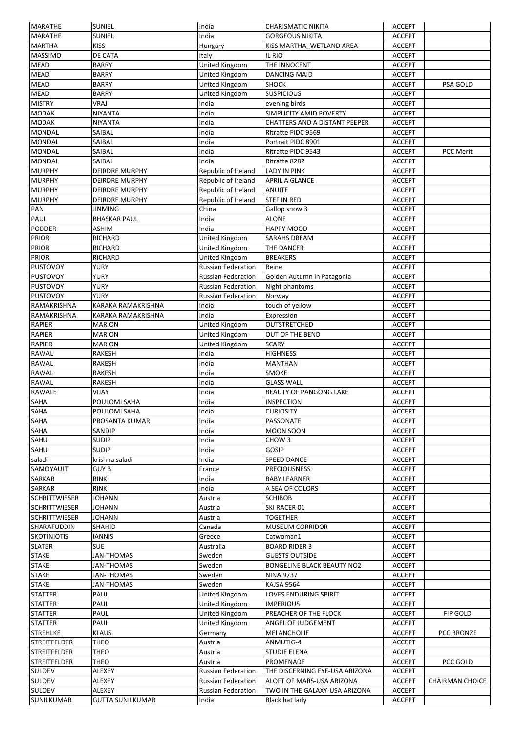| | | | | | |
|---|---|---|---|---|---|
| MARATHE | SUNIEL | India | CHARISMATIC NIKITA | ACCEPT | |
| MARATHE | SUNIEL | India | GORGEOUS NIKITA | ACCEPT | |
| MARTHA | KISS | Hungary | KISS MARTHA_WETLAND AREA | ACCEPT | |
| MASSIMO | DE CATA | Italy | IL RIO | ACCEPT | |
| MEAD | BARRY | United Kingdom | THE INNOCENT | ACCEPT | |
| MEAD | BARRY | United Kingdom | DANCING MAID | ACCEPT | |
| MEAD | BARRY | United Kingdom | SHOCK | ACCEPT | PSA GOLD |
| MEAD | BARRY | United Kingdom | SUSPICIOUS | ACCEPT | |
| MISTRY | VRAJ | India | evening birds | ACCEPT | |
| MODAK | NIYANTA | India | SIMPLICITY AMID POVERTY | ACCEPT | |
| MODAK | NIYANTA | India | CHATTERS AND A DISTANT PEEPER | ACCEPT | |
| MONDAL | SAIBAL | India | Ritratte PIDC 9569 | ACCEPT | |
| MONDAL | SAIBAL | India | Portrait PIDC 8901 | ACCEPT | |
| MONDAL | SAIBAL | India | Ritratte PIDC 9543 | ACCEPT | PCC Merit |
| MONDAL | SAIBAL | India | Ritratte 8282 | ACCEPT | |
| MURPHY | DEIRDRE MURPHY | Republic of Ireland | LADY IN PINK | ACCEPT | |
| MURPHY | DEIRDRE MURPHY | Republic of Ireland | APRIL A GLANCE | ACCEPT | |
| MURPHY | DEIRDRE MURPHY | Republic of Ireland | ANUITE | ACCEPT | |
| MURPHY | DEIRDRE MURPHY | Republic of Ireland | STEF IN RED | ACCEPT | |
| PAN | JINMING | China | Gallop snow 3 | ACCEPT | |
| PAUL | BHASKAR PAUL | India | ALONE | ACCEPT | |
| PODDER | ASHIM | India | HAPPY MOOD | ACCEPT | |
| PRIOR | RICHARD | United Kingdom | SARAHS DREAM | ACCEPT | |
| PRIOR | RICHARD | United Kingdom | THE DANCER | ACCEPT | |
| PRIOR | RICHARD | United Kingdom | BREAKERS | ACCEPT | |
| PUSTOVOY | YURY | Russian Federation | Reine | ACCEPT | |
| PUSTOVOY | YURY | Russian Federation | Golden Autumn in Patagonia | ACCEPT | |
| PUSTOVOY | YURY | Russian Federation | Night phantoms | ACCEPT | |
| PUSTOVOY | YURY | Russian Federation | Norway | ACCEPT | |
| RAMAKRISHNA | KARAKA RAMAKRISHNA | India | touch of yellow | ACCEPT | |
| RAMAKRISHNA | KARAKA RAMAKRISHNA | India | Expression | ACCEPT | |
| RAPIER | MARION | United Kingdom | OUTSTRETCHED | ACCEPT | |
| RAPIER | MARION | United Kingdom | OUT OF THE BEND | ACCEPT | |
| RAPIER | MARION | United Kingdom | SCARY | ACCEPT | |
| RAWAL | RAKESH | India | HIGHNESS | ACCEPT | |
| RAWAL | RAKESH | India | MANTHAN | ACCEPT | |
| RAWAL | RAKESH | India | SMOKE | ACCEPT | |
| RAWAL | RAKESH | India | GLASS WALL | ACCEPT | |
| RAWALE | VIJAY | India | BEAUTY OF PANGONG LAKE | ACCEPT | |
| SAHA | POULOMI SAHA | India | INSPECTION | ACCEPT | |
| SAHA | POULOMI SAHA | India | CURIOSITY | ACCEPT | |
| SAHA | PROSANTA KUMAR | India | PASSONATE | ACCEPT | |
| SAHA | SANDIP | India | MOON SOON | ACCEPT | |
| SAHU | SUDIP | India | CHOW 3 | ACCEPT | |
| SAHU | SUDIP | India | GOSIP | ACCEPT | |
| saladi | krishna saladi | India | SPEED DANCE | ACCEPT | |
| SAMOYAULT | GUY B. | France | PRECIOUSNESS | ACCEPT | |
| SARKAR | RINKI | India | BABY LEARNER | ACCEPT | |
| SARKAR | RINKI | India | A SEA OF COLORS | ACCEPT | |
| SCHRITTWIESER | JOHANN | Austria | SCHIBOB | ACCEPT | |
| SCHRITTWIESER | JOHANN | Austria | SKI RACER 01 | ACCEPT | |
| SCHRITTWIESER | JOHANN | Austria | TOGETHER | ACCEPT | |
| SHARAFUDDIN | SHAHID | Canada | MUSEUM CORRIDOR | ACCEPT | |
| SKOTINIOTIS | IANNIS | Greece | Catwoman1 | ACCEPT | |
| SLATER | SUE | Australia | BOARD RIDER 3 | ACCEPT | |
| STAKE | JAN-THOMAS | Sweden | GUESTS OUTSIDE | ACCEPT | |
| STAKE | JAN-THOMAS | Sweden | BONGELINE BLACK BEAUTY NO2 | ACCEPT | |
| STAKE | JAN-THOMAS | Sweden | NINA 9737 | ACCEPT | |
| STAKE | JAN-THOMAS | Sweden | KAJSA 9564 | ACCEPT | |
| STATTER | PAUL | United Kingdom | LOVES ENDURING SPIRIT | ACCEPT | |
| STATTER | PAUL | United Kingdom | IMPERIOUS | ACCEPT | |
| STATTER | PAUL | United Kingdom | PREACHER OF THE FLOCK | ACCEPT | FIP GOLD |
| STATTER | PAUL | United Kingdom | ANGEL OF JUDGEMENT | ACCEPT | |
| STREHLKE | KLAUS | Germany | MELANCHOLIE | ACCEPT | PCC BRONZE |
| STREITFELDER | THEO | Austria | ANMUTIG-4 | ACCEPT | |
| STREITFELDER | THEO | Austria | STUDIE ELENA | ACCEPT | |
| STREITFELDER | THEO | Austria | PROMENADE | ACCEPT | PCC GOLD |
| SULOEV | ALEXEY | Russian Federation | THE DISCERNING EYE-USA ARIZONA | ACCEPT | |
| SULOEV | ALEXEY | Russian Federation | ALOFT OF MARS-USA ARIZONA | ACCEPT | CHAIRMAN CHOICE |
| SULOEV | ALEXEY | Russian Federation | TWO IN THE GALAXY-USA ARIZONA | ACCEPT | |
| SUNILKUMAR | GUTTA SUNILKUMAR | India | Black hat lady | ACCEPT | |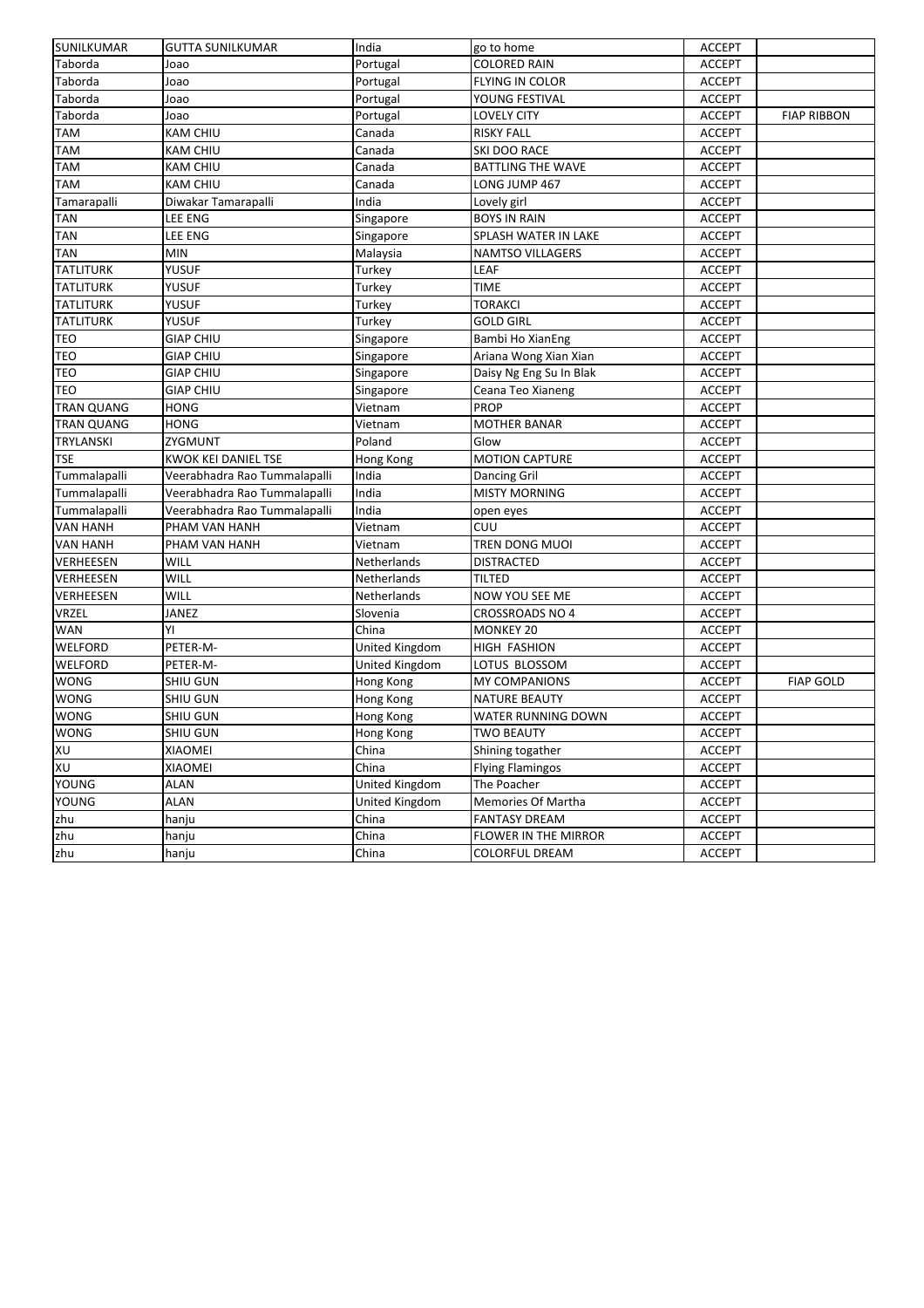| SUNILKUMAR | GUTTA SUNILKUMAR | India | go to home | ACCEPT | |
|---|---|---|---|---|---|
| Taborda | Joao | Portugal | COLORED RAIN | ACCEPT | |
| Taborda | Joao | Portugal | FLYING IN COLOR | ACCEPT | |
| Taborda | Joao | Portugal | YOUNG FESTIVAL | ACCEPT | |
| Taborda | Joao | Portugal | LOVELY CITY | ACCEPT | FIAP RIBBON |
| TAM | KAM CHIU | Canada | RISKY FALL | ACCEPT | |
| TAM | KAM CHIU | Canada | SKI DOO RACE | ACCEPT | |
| TAM | KAM CHIU | Canada | BATTLING THE WAVE | ACCEPT | |
| TAM | KAM CHIU | Canada | LONG JUMP 467 | ACCEPT | |
| Tamarapalli | Diwakar Tamarapalli | India | Lovely girl | ACCEPT | |
| TAN | LEE ENG | Singapore | BOYS IN RAIN | ACCEPT | |
| TAN | LEE ENG | Singapore | SPLASH WATER IN LAKE | ACCEPT | |
| TAN | MIN | Malaysia | NAMTSO VILLAGERS | ACCEPT | |
| TATLITURK | YUSUF | Turkey | LEAF | ACCEPT | |
| TATLITURK | YUSUF | Turkey | TIME | ACCEPT | |
| TATLITURK | YUSUF | Turkey | TORAKCI | ACCEPT | |
| TATLITURK | YUSUF | Turkey | GOLD GIRL | ACCEPT | |
| TEO | GIAP CHIU | Singapore | Bambi Ho XianEng | ACCEPT | |
| TEO | GIAP CHIU | Singapore | Ariana Wong Xian Xian | ACCEPT | |
| TEO | GIAP CHIU | Singapore | Daisy Ng Eng Su In Blak | ACCEPT | |
| TEO | GIAP CHIU | Singapore | Ceana Teo Xianeng | ACCEPT | |
| TRAN QUANG | HONG | Vietnam | PROP | ACCEPT | |
| TRAN QUANG | HONG | Vietnam | MOTHER BANAR | ACCEPT | |
| TRYLANSKI | ZYGMUNT | Poland | Glow | ACCEPT | |
| TSE | KWOK KEI DANIEL TSE | Hong Kong | MOTION CAPTURE | ACCEPT | |
| Tummalapalli | Veerabhadra Rao Tummalapalli | India | Dancing Gril | ACCEPT | |
| Tummalapalli | Veerabhadra Rao Tummalapalli | India | MISTY MORNING | ACCEPT | |
| Tummalapalli | Veerabhadra Rao Tummalapalli | India | open eyes | ACCEPT | |
| VAN HANH | PHAM VAN HANH | Vietnam | CUU | ACCEPT | |
| VAN HANH | PHAM VAN HANH | Vietnam | TREN DONG MUOI | ACCEPT | |
| VERHEESEN | WILL | Netherlands | DISTRACTED | ACCEPT | |
| VERHEESEN | WILL | Netherlands | TILTED | ACCEPT | |
| VERHEESEN | WILL | Netherlands | NOW YOU SEE ME | ACCEPT | |
| VRZEL | JANEZ | Slovenia | CROSSROADS NO 4 | ACCEPT | |
| WAN | YI | China | MONKEY 20 | ACCEPT | |
| WELFORD | PETER-M- | United Kingdom | HIGH FASHION | ACCEPT | |
| WELFORD | PETER-M- | United Kingdom | LOTUS BLOSSOM | ACCEPT | |
| WONG | SHIU GUN | Hong Kong | MY COMPANIONS | ACCEPT | FIAP GOLD |
| WONG | SHIU GUN | Hong Kong | NATURE BEAUTY | ACCEPT | |
| WONG | SHIU GUN | Hong Kong | WATER RUNNING DOWN | ACCEPT | |
| WONG | SHIU GUN | Hong Kong | TWO BEAUTY | ACCEPT | |
| XU | XIAOMEI | China | Shining togather | ACCEPT | |
| XU | XIAOMEI | China | Flying Flamingos | ACCEPT | |
| YOUNG | ALAN | United Kingdom | The Poacher | ACCEPT | |
| YOUNG | ALAN | United Kingdom | Memories Of Martha | ACCEPT | |
| zhu | hanju | China | FANTASY DREAM | ACCEPT | |
| zhu | hanju | China | FLOWER IN THE MIRROR | ACCEPT | |
| zhu | hanju | China | COLORFUL DREAM | ACCEPT | |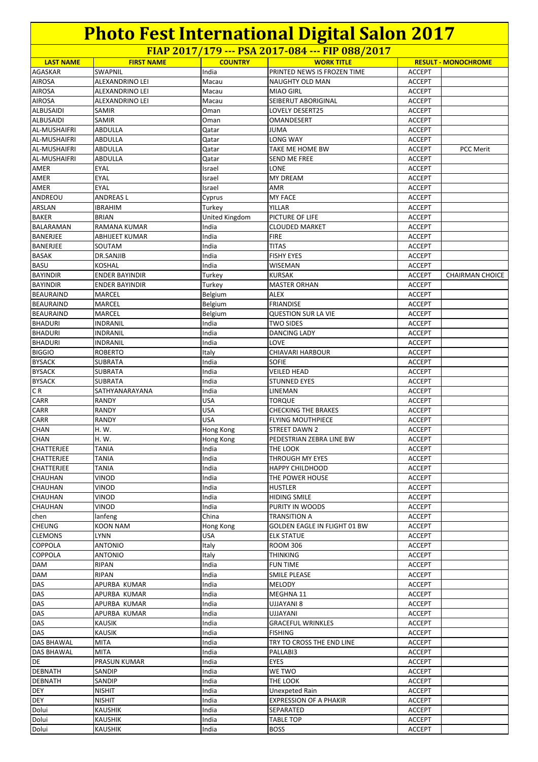# Photo Fest International Digital Salon 2017

## FIAP 2017/179 --- PSA 2017-084 --- FIP 088/2017

| LAST NAME | FIRST NAME | COUNTRY | WORK TITLE | RESULT - MONOCHROME | |
|---|---|---|---|---|---|
| AGASKAR | SWAPNIL | India | PRINTED NEWS IS FROZEN TIME | ACCEPT | |
| AIROSA | ALEXANDRINO LEI | Macau | NAUGHTY OLD MAN | ACCEPT | |
| AIROSA | ALEXANDRINO LEI | Macau | MIAO GIRL | ACCEPT | |
| AIROSA | ALEXANDRINO LEI | Macau | SEIBERUT ABORIGINAL | ACCEPT | |
| ALBUSAIDI | SAMIR | Oman | LOVELY DESERT25 | ACCEPT | |
| ALBUSAIDI | SAMIR | Oman | OMANDESERT | ACCEPT | |
| AL-MUSHAIFRI | ABDULLA | Qatar | JUMA | ACCEPT | |
| AL-MUSHAIFRI | ABDULLA | Qatar | LONG WAY | ACCEPT | |
| AL-MUSHAIFRI | ABDULLA | Qatar | TAKE ME HOME BW | ACCEPT | PCC Merit |
| AL-MUSHAIFRI | ABDULLA | Qatar | SEND ME FREE | ACCEPT | |
| AMER | EYAL | Israel | LONE | ACCEPT | |
| AMER | EYAL | Israel | MY DREAM | ACCEPT | |
| AMER | EYAL | Israel | AMR | ACCEPT | |
| ANDREOU | ANDREAS L | Cyprus | MY FACE | ACCEPT | |
| ARSLAN | IBRAHIM | Turkey | YILLAR | ACCEPT | |
| BAKER | BRIAN | United Kingdom | PICTURE OF LIFE | ACCEPT | |
| BALARAMAN | RAMANA KUMAR | India | CLOUDED MARKET | ACCEPT | |
| BANERJEE | ABHIJEET KUMAR | India | FIRE | ACCEPT | |
| BANERJEE | SOUTAM | India | TITAS | ACCEPT | |
| BASAK | DR.SANJIB | India | FISHY EYES | ACCEPT | |
| BASU | KOSHAL | India | WISEMAN | ACCEPT | |
| BAYINDIR | ENDER BAYINDIR | Turkey | KURSAK | ACCEPT | CHAIRMAN CHOICE |
| BAYINDIR | ENDER BAYINDIR | Turkey | MASTER ORHAN | ACCEPT | |
| BEAURAIND | MARCEL | Belgium | ALEX | ACCEPT | |
| BEAURAIND | MARCEL | Belgium | FRIANDISE | ACCEPT | |
| BEAURAIND | MARCEL | Belgium | QUESTION SUR LA VIE | ACCEPT | |
| BHADURI | INDRANIL | India | TWO SIDES | ACCEPT | |
| BHADURI | INDRANIL | India | DANCING LADY | ACCEPT | |
| BHADURI | INDRANIL | India | LOVE | ACCEPT | |
| BIGGIO | ROBERTO | Italy | CHIAVARI HARBOUR | ACCEPT | |
| BYSACK | SUBRATA | India | SOFIE | ACCEPT | |
| BYSACK | SUBRATA | India | VEILED HEAD | ACCEPT | |
| BYSACK | SUBRATA | India | STUNNED EYES | ACCEPT | |
| C R | SATHYANARAYANA | India | LINEMAN | ACCEPT | |
| CARR | RANDY | USA | TORQUE | ACCEPT | |
| CARR | RANDY | USA | CHECKING THE BRAKES | ACCEPT | |
| CARR | RANDY | USA | FLYING MOUTHPIECE | ACCEPT | |
| CHAN | H. W. | Hong Kong | STREET DAWN 2 | ACCEPT | |
| CHAN | H. W. | Hong Kong | PEDESTRIAN ZEBRA LINE BW | ACCEPT | |
| CHATTERJEE | TANIA | India | THE LOOK | ACCEPT | |
| CHATTERJEE | TANIA | India | THROUGH MY EYES | ACCEPT | |
| CHATTERJEE | TANIA | India | HAPPY CHILDHOOD | ACCEPT | |
| CHAUHAN | VINOD | India | THE POWER HOUSE | ACCEPT | |
| CHAUHAN | VINOD | India | HUSTLER | ACCEPT | |
| CHAUHAN | VINOD | India | HIDING SMILE | ACCEPT | |
| CHAUHAN | VINOD | India | PURITY IN WOODS | ACCEPT | |
| chen | lanfeng | China | TRANSITION A | ACCEPT | |
| CHEUNG | KOON NAM | Hong Kong | GOLDEN EAGLE IN FLIGHT 01 BW | ACCEPT | |
| CLEMONS | LYNN | USA | ELK STATUE | ACCEPT | |
| COPPOLA | ANTONIO | Italy | ROOM 306 | ACCEPT | |
| COPPOLA | ANTONIO | Italy | THINKING | ACCEPT | |
| DAM | RIPAN | India | FUN TIME | ACCEPT | |
| DAM | RIPAN | India | SMILE PLEASE | ACCEPT | |
| DAS | APURBA KUMAR | India | MELODY | ACCEPT | |
| DAS | APURBA KUMAR | India | MEGHNA 11 | ACCEPT | |
| DAS | APURBA KUMAR | India | UJJAYANI 8 | ACCEPT | |
| DAS | APURBA KUMAR | India | UJJAYANI | ACCEPT | |
| DAS | KAUSIK | India | GRACEFUL WRINKLES | ACCEPT | |
| DAS | KAUSIK | India | FISHING | ACCEPT | |
| DAS BHAWAL | MITA | India | TRY TO CROSS THE END LINE | ACCEPT | |
| DAS BHAWAL | MITA | India | PALLABI3 | ACCEPT | |
| DE | PRASUN KUMAR | India | EYES | ACCEPT | |
| DEBNATH | SANDIP | India | WE TWO | ACCEPT | |
| DEBNATH | SANDIP | India | THE LOOK | ACCEPT | |
| DEY | NISHIT | India | Unexpeted Rain | ACCEPT | |
| DEY | NISHIT | India | EXPRESSION OF A PHAKIR | ACCEPT | |
| Dolui | KAUSHIK | India | SEPARATED | ACCEPT | |
| Dolui | KAUSHIK | India | TABLE TOP | ACCEPT | |
| Dolui | KAUSHIK | India | BOSS | ACCEPT | |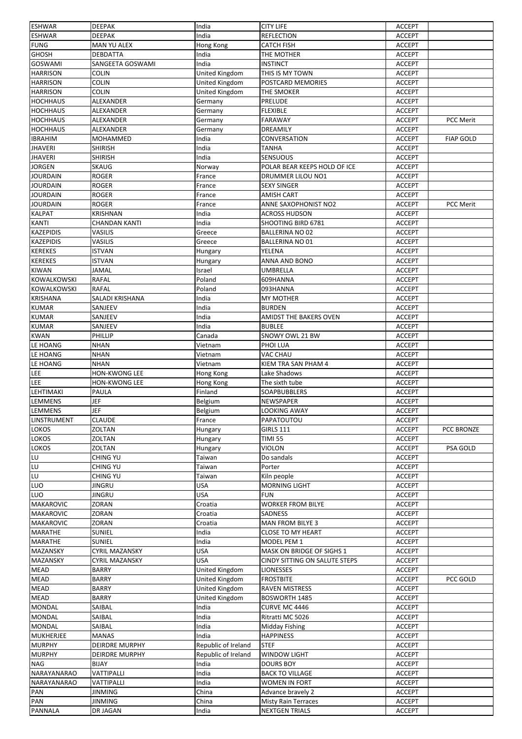| ESHWAR | DEEPAK | India | CITY LIFE | ACCEPT | |
|---|---|---|---|---|---|
| ESHWAR | DEEPAK | India | REFLECTION | ACCEPT | |
| FUNG | MAN YU ALEX | Hong Kong | CATCH FISH | ACCEPT | |
| GHOSH | DEBDATTA | India | THE MOTHER | ACCEPT | |
| GOSWAMI | SANGEETA GOSWAMI | India | INSTINCT | ACCEPT | |
| HARRISON | COLIN | United Kingdom | THIS IS MY TOWN | ACCEPT | |
| HARRISON | COLIN | United Kingdom | POSTCARD MEMORIES | ACCEPT | |
| HARRISON | COLIN | United Kingdom | THE SMOKER | ACCEPT | |
| HOCHHAUS | ALEXANDER | Germany | PRELUDE | ACCEPT | |
| HOCHHAUS | ALEXANDER | Germany | FLEXIBLE | ACCEPT | |
| HOCHHAUS | ALEXANDER | Germany | FARAWAY | ACCEPT | PCC Merit |
| HOCHHAUS | ALEXANDER | Germany | DREAMILY | ACCEPT | |
| IBRAHIM | MOHAMMED | India | CONVERSATION | ACCEPT | FIAP GOLD |
| JHAVERI | SHIRISH | India | TANHA | ACCEPT | |
| JHAVERI | SHIRISH | India | SENSUOUS | ACCEPT | |
| JORGEN | SKAUG | Norway | POLAR BEAR KEEPS HOLD OF ICE | ACCEPT | |
| JOURDAIN | ROGER | France | DRUMMER LILOU NO1 | ACCEPT | |
| JOURDAIN | ROGER | France | SEXY SINGER | ACCEPT | |
| JOURDAIN | ROGER | France | AMISH CART | ACCEPT | |
| JOURDAIN | ROGER | France | ANNE SAXOPHONIST NO2 | ACCEPT | PCC Merit |
| KALPAT | KRISHNAN | India | ACROSS HUDSON | ACCEPT | |
| KANTI | CHANDAN KANTI | India | SHOOTING BIRD 6781 | ACCEPT | |
| KAZEPIDIS | VASILIS | Greece | BALLERINA NO 02 | ACCEPT | |
| KAZEPIDIS | VASILIS | Greece | BALLERINA NO 01 | ACCEPT | |
| KEREKES | ISTVAN | Hungary | YELENA | ACCEPT | |
| KEREKES | ISTVAN | Hungary | ANNA AND BONO | ACCEPT | |
| KIWAN | JAMAL | Israel | UMBRELLA | ACCEPT | |
| KOWALKOWSKI | RAFAL | Poland | 609HANNA | ACCEPT | |
| KOWALKOWSKI | RAFAL | Poland | 093HANNA | ACCEPT | |
| KRISHANA | SALADI KRISHANA | India | MY MOTHER | ACCEPT | |
| KUMAR | SANJEEV | India | BURDEN | ACCEPT | |
| KUMAR | SANJEEV | India | AMIDST THE BAKERS OVEN | ACCEPT | |
| KUMAR | SANJEEV | India | BUBLEE | ACCEPT | |
| KWAN | PHILLIP | Canada | SNOWY OWL 21 BW | ACCEPT | |
| LE HOANG | NHAN | Vietnam | PHOI LUA | ACCEPT | |
| LE HOANG | NHAN | Vietnam | VAC CHAU | ACCEPT | |
| LE HOANG | NHAN | Vietnam | KIEM TRA SAN PHAM 4 | ACCEPT | |
| LEE | HON-KWONG LEE | Hong Kong | Lake Shadows | ACCEPT | |
| LEE | HON-KWONG LEE | Hong Kong | The sixth tube | ACCEPT | |
| LEHTIMAKI | PAULA | Finland | SOAPBUBBLERS | ACCEPT | |
| LEMMENS | JEF | Belgium | NEWSPAPER | ACCEPT | |
| LEMMENS | JEF | Belgium | LOOKING AWAY | ACCEPT | |
| LINSTRUMENT | CLAUDE | France | PAPATOUTOU | ACCEPT | |
| LOKOS | ZOLTAN | Hungary | GIRLS 111 | ACCEPT | PCC BRONZE |
| LOKOS | ZOLTAN | Hungary | TIMI 55 | ACCEPT | |
| LOKOS | ZOLTAN | Hungary | VIOLON | ACCEPT | PSA GOLD |
| LU | CHING YU | Taiwan | Do sandals | ACCEPT | |
| LU | CHING YU | Taiwan | Porter | ACCEPT | |
| LU | CHING YU | Taiwan | Kiln people | ACCEPT | |
| LUO | JINGRU | USA | MORNING LIGHT | ACCEPT | |
| LUO | JINGRU | USA | FUN | ACCEPT | |
| MAKAROVIC | ZORAN | Croatia | WORKER FROM BILYE | ACCEPT | |
| MAKAROVIC | ZORAN | Croatia | SADNESS | ACCEPT | |
| MAKAROVIC | ZORAN | Croatia | MAN FROM BILYE 3 | ACCEPT | |
| MARATHE | SUNIEL | India | CLOSE TO MY HEART | ACCEPT | |
| MARATHE | SUNIEL | India | MODEL PEM 1 | ACCEPT | |
| MAZANSKY | CYRIL MAZANSKY | USA | MASK ON BRIDGE OF SIGHS 1 | ACCEPT | |
| MAZANSKY | CYRIL MAZANSKY | USA | CINDY SITTING ON SALUTE STEPS | ACCEPT | |
| MEAD | BARRY | United Kingdom | LIONESSES | ACCEPT | |
| MEAD | BARRY | United Kingdom | FROSTBITE | ACCEPT | PCC GOLD |
| MEAD | BARRY | United Kingdom | RAVEN MISTRESS | ACCEPT | |
| MEAD | BARRY | United Kingdom | BOSWORTH 1485 | ACCEPT | |
| MONDAL | SAIBAL | India | CURVE MC 4446 | ACCEPT | |
| MONDAL | SAIBAL | India | Ritratti MC 5026 | ACCEPT | |
| MONDAL | SAIBAL | India | Midday Fishing | ACCEPT | |
| MUKHERJEE | MANAS | India | HAPPINESS | ACCEPT | |
| MURPHY | DEIRDRE MURPHY | Republic of Ireland | STEF | ACCEPT | |
| MURPHY | DEIRDRE MURPHY | Republic of Ireland | WINDOW LIGHT | ACCEPT | |
| NAG | BIJAY | India | DOURS BOY | ACCEPT | |
| NARAYANARAO | VATTIPALLI | India | BACK TO VILLAGE | ACCEPT | |
| NARAYANARAO | VATTIPALLI | India | WOMEN IN FORT | ACCEPT | |
| PAN | JINMING | China | Advance bravely 2 | ACCEPT | |
| PAN | JINMING | China | Misty Rain Terraces | ACCEPT | |
| PANNALA | DR JAGAN | India | NEXTGEN TRIALS | ACCEPT | |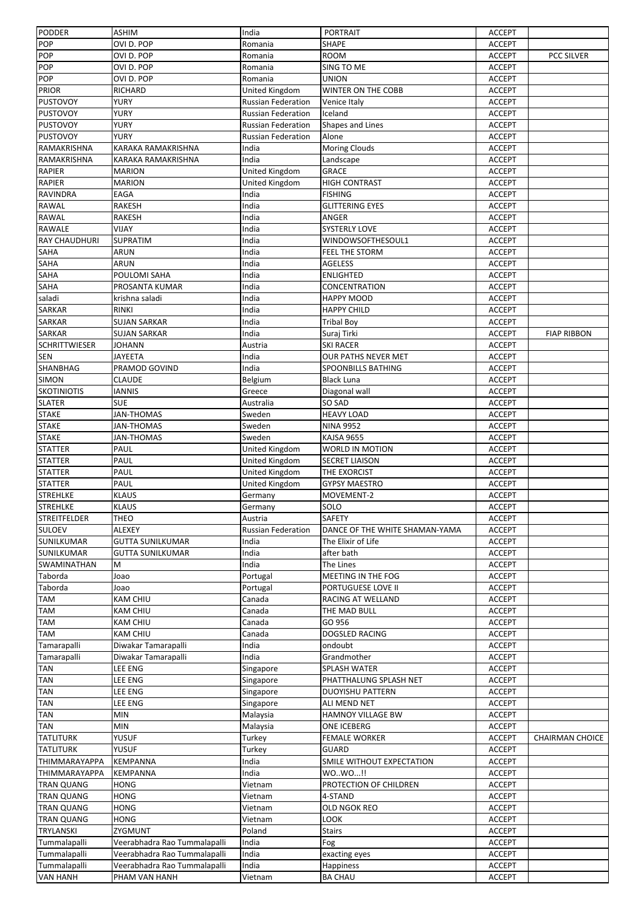| PODDER | ASHIM | India | PORTRAIT | ACCEPT | |
|---|---|---|---|---|---|
| POP | OVI D. POP | Romania | SHAPE | ACCEPT | |
| POP | OVI D. POP | Romania | ROOM | ACCEPT | PCC SILVER |
| POP | OVI D. POP | Romania | SING TO ME | ACCEPT | |
| POP | OVI D. POP | Romania | UNION | ACCEPT | |
| PRIOR | RICHARD | United Kingdom | WINTER ON THE COBB | ACCEPT | |
| PUSTOVOY | YURY | Russian Federation | Venice Italy | ACCEPT | |
| PUSTOVOY | YURY | Russian Federation | Iceland | ACCEPT | |
| PUSTOVOY | YURY | Russian Federation | Shapes and Lines | ACCEPT | |
| PUSTOVOY | YURY | Russian Federation | Alone | ACCEPT | |
| RAMAKRISHNA | KARAKA RAMAKRISHNA | India | Moring Clouds | ACCEPT | |
| RAMAKRISHNA | KARAKA RAMAKRISHNA | India | Landscape | ACCEPT | |
| RAPIER | MARION | United Kingdom | GRACE | ACCEPT | |
| RAPIER | MARION | United Kingdom | HIGH CONTRAST | ACCEPT | |
| RAVINDRA | EAGA | India | FISHING | ACCEPT | |
| RAWAL | RAKESH | India | GLITTERING EYES | ACCEPT | |
| RAWAL | RAKESH | India | ANGER | ACCEPT | |
| RAWALE | VIJAY | India | SYSTERLY LOVE | ACCEPT | |
| RAY CHAUDHURI | SUPRATIM | India | WINDOWSOFTHESOUL1 | ACCEPT | |
| SAHA | ARUN | India | FEEL THE STORM | ACCEPT | |
| SAHA | ARUN | India | AGELESS | ACCEPT | |
| SAHA | POULOMI SAHA | India | ENLIGHTED | ACCEPT | |
| SAHA | PROSANTA KUMAR | India | CONCENTRATION | ACCEPT | |
| saladi | krishna saladi | India | HAPPY MOOD | ACCEPT | |
| SARKAR | RINKI | India | HAPPY CHILD | ACCEPT | |
| SARKAR | SUJAN SARKAR | India | Tribal Boy | ACCEPT | |
| SARKAR | SUJAN SARKAR | India | Suraj Tirki | ACCEPT | FIAP RIBBON |
| SCHRITTWIESER | JOHANN | Austria | SKI RACER | ACCEPT | |
| SEN | JAYEETA | India | OUR PATHS NEVER MET | ACCEPT | |
| SHANBHAG | PRAMOD GOVIND | India | SPOONBILLS BATHING | ACCEPT | |
| SIMON | CLAUDE | Belgium | Black Luna | ACCEPT | |
| SKOTINIOTIS | IANNIS | Greece | Diagonal wall | ACCEPT | |
| SLATER | SUE | Australia | SO SAD | ACCEPT | |
| STAKE | JAN-THOMAS | Sweden | HEAVY LOAD | ACCEPT | |
| STAKE | JAN-THOMAS | Sweden | NINA 9952 | ACCEPT | |
| STAKE | JAN-THOMAS | Sweden | KAJSA 9655 | ACCEPT | |
| STATTER | PAUL | United Kingdom | WORLD IN MOTION | ACCEPT | |
| STATTER | PAUL | United Kingdom | SECRET LIAISON | ACCEPT | |
| STATTER | PAUL | United Kingdom | THE EXORCIST | ACCEPT | |
| STATTER | PAUL | United Kingdom | GYPSY MAESTRO | ACCEPT | |
| STREHLKE | KLAUS | Germany | MOVEMENT-2 | ACCEPT | |
| STREHLKE | KLAUS | Germany | SOLO | ACCEPT | |
| STREITFELDER | THEO | Austria | SAFETY | ACCEPT | |
| SULOEV | ALEXEY | Russian Federation | DANCE OF THE WHITE SHAMAN-YAMA | ACCEPT | |
| SUNILKUMAR | GUTTA SUNILKUMAR | India | The Elixir of Life | ACCEPT | |
| SUNILKUMAR | GUTTA SUNILKUMAR | India | after bath | ACCEPT | |
| SWAMINATHAN | M | India | The Lines | ACCEPT | |
| Taborda | Joao | Portugal | MEETING IN THE FOG | ACCEPT | |
| Taborda | Joao | Portugal | PORTUGUESE LOVE II | ACCEPT | |
| TAM | KAM CHIU | Canada | RACING AT WELLAND | ACCEPT | |
| TAM | KAM CHIU | Canada | THE MAD BULL | ACCEPT | |
| TAM | KAM CHIU | Canada | GO 956 | ACCEPT | |
| TAM | KAM CHIU | Canada | DOGSLED RACING | ACCEPT | |
| Tamarapalli | Diwakar Tamarapalli | India | ondoubt | ACCEPT | |
| Tamarapalli | Diwakar Tamarapalli | India | Grandmother | ACCEPT | |
| TAN | LEE ENG | Singapore | SPLASH WATER | ACCEPT | |
| TAN | LEE ENG | Singapore | PHATTHALUNG SPLASH NET | ACCEPT | |
| TAN | LEE ENG | Singapore | DUOYISHU PATTERN | ACCEPT | |
| TAN | LEE ENG | Singapore | ALI MEND NET | ACCEPT | |
| TAN | MIN | Malaysia | HAMNOY VILLAGE BW | ACCEPT | |
| TAN | MIN | Malaysia | ONE ICEBERG | ACCEPT | |
| TATLITURK | YUSUF | Turkey | FEMALE WORKER | ACCEPT | CHAIRMAN CHOICE |
| TATLITURK | YUSUF | Turkey | GUARD | ACCEPT | |
| THIMMARAYAPPA | KEMPANNA | India | SMILE WITHOUT EXPECTATION | ACCEPT | |
| THIMMARAYAPPA | KEMPANNA | India | WO..WO...!! | ACCEPT | |
| TRAN QUANG | HONG | Vietnam | PROTECTION OF CHILDREN | ACCEPT | |
| TRAN QUANG | HONG | Vietnam | 4-STAND | ACCEPT | |
| TRAN QUANG | HONG | Vietnam | OLD NGOK REO | ACCEPT | |
| TRAN QUANG | HONG | Vietnam | LOOK | ACCEPT | |
| TRYLANSKI | ZYGMUNT | Poland | Stairs | ACCEPT | |
| Tummalapalli | Veerabhadra Rao Tummalapalli | India | Fog | ACCEPT | |
| Tummalapalli | Veerabhadra Rao Tummalapalli | India | exacting eyes | ACCEPT | |
| Tummalapalli | Veerabhadra Rao Tummalapalli | India | Happiness | ACCEPT | |
| VAN HANH | PHAM VAN HANH | Vietnam | BA CHAU | ACCEPT | |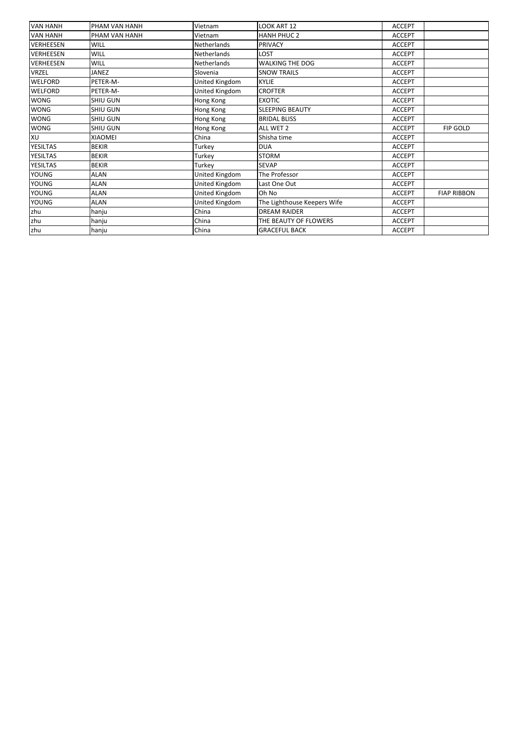| | | | | | |
|---|---|---|---|---|---|
| VAN HANH | PHAM VAN HANH | Vietnam | LOOK ART 12 | ACCEPT | |
| VAN HANH | PHAM VAN HANH | Vietnam | HANH PHUC 2 | ACCEPT | |
| VERHEESEN | WILL | Netherlands | PRIVACY | ACCEPT | |
| VERHEESEN | WILL | Netherlands | LOST | ACCEPT | |
| VERHEESEN | WILL | Netherlands | WALKING THE DOG | ACCEPT | |
| VRZEL | JANEZ | Slovenia | SNOW TRAILS | ACCEPT | |
| WELFORD | PETER-M- | United Kingdom | KYLIE | ACCEPT | |
| WELFORD | PETER-M- | United Kingdom | CROFTER | ACCEPT | |
| WONG | SHIU GUN | Hong Kong | EXOTIC | ACCEPT | |
| WONG | SHIU GUN | Hong Kong | SLEEPING BEAUTY | ACCEPT | |
| WONG | SHIU GUN | Hong Kong | BRIDAL BLISS | ACCEPT | |
| WONG | SHIU GUN | Hong Kong | ALL WET 2 | ACCEPT | FIP GOLD |
| XU | XIAOMEI | China | Shisha time | ACCEPT | |
| YESILTAS | BEKIR | Turkey | DUA | ACCEPT | |
| YESILTAS | BEKIR | Turkey | STORM | ACCEPT | |
| YESILTAS | BEKIR | Turkey | SEVAP | ACCEPT | |
| YOUNG | ALAN | United Kingdom | The Professor | ACCEPT | |
| YOUNG | ALAN | United Kingdom | Last One Out | ACCEPT | |
| YOUNG | ALAN | United Kingdom | Oh No | ACCEPT | FIAP RIBBON |
| YOUNG | ALAN | United Kingdom | The Lighthouse Keepers Wife | ACCEPT | |
| zhu | hanju | China | DREAM RAIDER | ACCEPT | |
| zhu | hanju | China | THE BEAUTY OF FLOWERS | ACCEPT | |
| zhu | hanju | China | GRACEFUL BACK | ACCEPT | |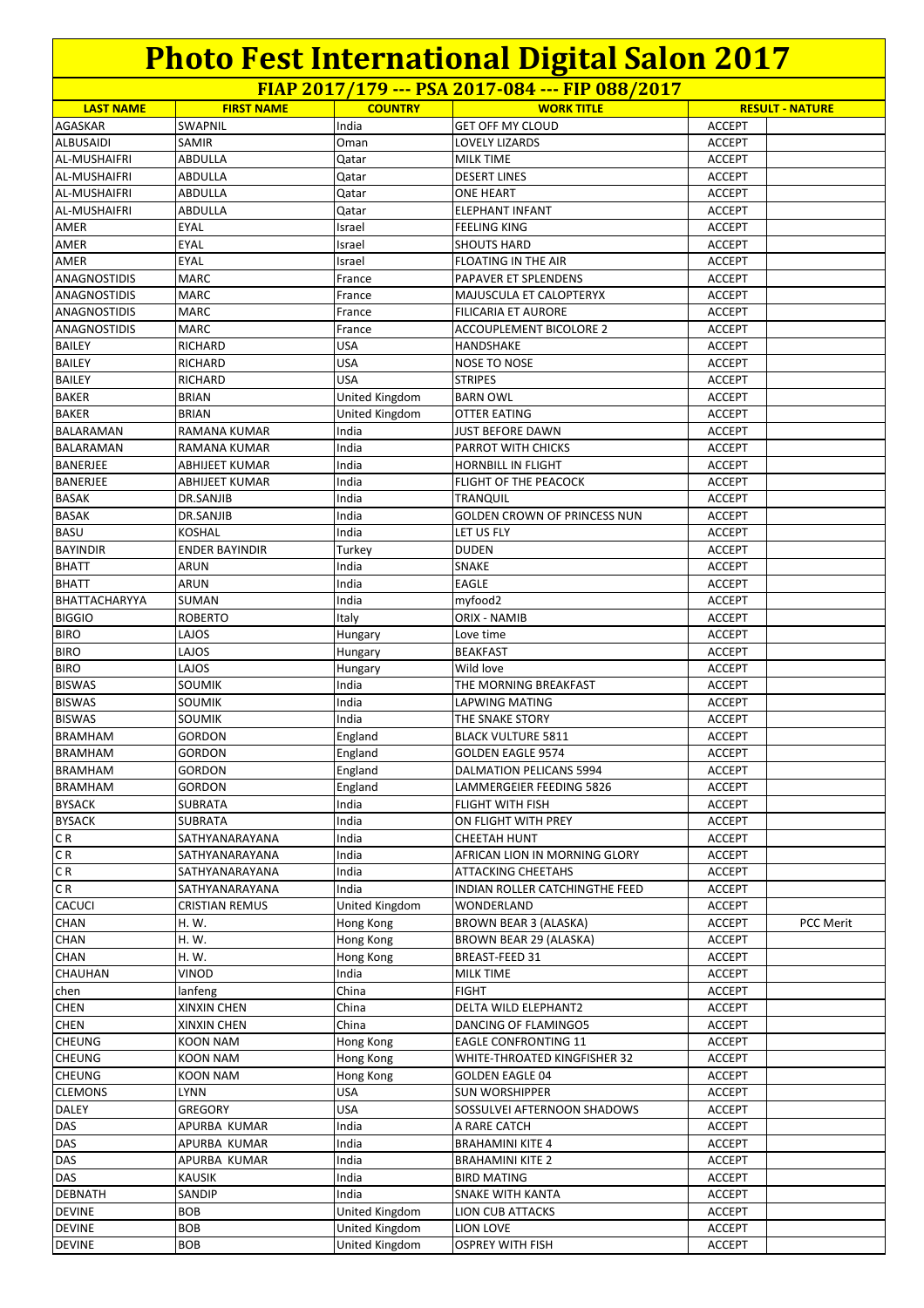# Photo Fest International Digital Salon 2017

## FIAP 2017/179 --- PSA 2017-084 --- FIP 088/2017

| LAST NAME | FIRST NAME | COUNTRY | WORK TITLE | RESULT - NATURE | |
|---|---|---|---|---|---|
| AGASKAR | SWAPNIL | India | GET OFF MY CLOUD | ACCEPT | |
| ALBUSAIDI | SAMIR | Oman | LOVELY LIZARDS | ACCEPT | |
| AL-MUSHAIFRI | ABDULLA | Qatar | MILK TIME | ACCEPT | |
| AL-MUSHAIFRI | ABDULLA | Qatar | DESERT LINES | ACCEPT | |
| AL-MUSHAIFRI | ABDULLA | Qatar | ONE HEART | ACCEPT | |
| AL-MUSHAIFRI | ABDULLA | Qatar | ELEPHANT INFANT | ACCEPT | |
| AMER | EYAL | Israel | FEELING KING | ACCEPT | |
| AMER | EYAL | Israel | SHOUTS HARD | ACCEPT | |
| AMER | EYAL | Israel | FLOATING IN THE AIR | ACCEPT | |
| ANAGNOSTIDIS | MARC | France | PAPAVER ET SPLENDENS | ACCEPT | |
| ANAGNOSTIDIS | MARC | France | MAJUSCULA ET CALOPTERYX | ACCEPT | |
| ANAGNOSTIDIS | MARC | France | FILICARIA ET AURORE | ACCEPT | |
| ANAGNOSTIDIS | MARC | France | ACCOUPLEMENT BICOLORE 2 | ACCEPT | |
| BAILEY | RICHARD | USA | HANDSHAKE | ACCEPT | |
| BAILEY | RICHARD | USA | NOSE TO NOSE | ACCEPT | |
| BAILEY | RICHARD | USA | STRIPES | ACCEPT | |
| BAKER | BRIAN | United Kingdom | BARN OWL | ACCEPT | |
| BAKER | BRIAN | United Kingdom | OTTER EATING | ACCEPT | |
| BALARAMAN | RAMANA KUMAR | India | JUST BEFORE DAWN | ACCEPT | |
| BALARAMAN | RAMANA KUMAR | India | PARROT WITH CHICKS | ACCEPT | |
| BANERJEE | ABHIJEET KUMAR | India | HORNBILL IN FLIGHT | ACCEPT | |
| BANERJEE | ABHIJEET KUMAR | India | FLIGHT OF THE PEACOCK | ACCEPT | |
| BASAK | DR.SANJIB | India | TRANQUIL | ACCEPT | |
| BASAK | DR.SANJIB | India | GOLDEN CROWN OF PRINCESS NUN | ACCEPT | |
| BASU | KOSHAL | India | LET US FLY | ACCEPT | |
| BAYINDIR | ENDER BAYINDIR | Turkey | DUDEN | ACCEPT | |
| BHATT | ARUN | India | SNAKE | ACCEPT | |
| BHATT | ARUN | India | EAGLE | ACCEPT | |
| BHATTACHARYYA | SUMAN | India | myfood2 | ACCEPT | |
| BIGGIO | ROBERTO | Italy | ORIX - NAMIB | ACCEPT | |
| BIRO | LAJOS | Hungary | Love time | ACCEPT | |
| BIRO | LAJOS | Hungary | BEAKFAST | ACCEPT | |
| BIRO | LAJOS | Hungary | Wild love | ACCEPT | |
| BISWAS | SOUMIK | India | THE MORNING BREAKFAST | ACCEPT | |
| BISWAS | SOUMIK | India | LAPWING MATING | ACCEPT | |
| BISWAS | SOUMIK | India | THE SNAKE STORY | ACCEPT | |
| BRAMHAM | GORDON | England | BLACK VULTURE 5811 | ACCEPT | |
| BRAMHAM | GORDON | England | GOLDEN EAGLE 9574 | ACCEPT | |
| BRAMHAM | GORDON | England | DALMATION PELICANS 5994 | ACCEPT | |
| BRAMHAM | GORDON | England | LAMMERGEIER FEEDING 5826 | ACCEPT | |
| BYSACK | SUBRATA | India | FLIGHT WITH FISH | ACCEPT | |
| BYSACK | SUBRATA | India | ON FLIGHT WITH PREY | ACCEPT | |
| C R | SATHYANARAYANA | India | CHEETAH HUNT | ACCEPT | |
| C R | SATHYANARAYANA | India | AFRICAN LION IN MORNING GLORY | ACCEPT | |
| C R | SATHYANARAYANA | India | ATTACKING CHEETAHS | ACCEPT | |
| C R | SATHYANARAYANA | India | INDIAN ROLLER CATCHINGTHE FEED | ACCEPT | |
| CACUCI | CRISTIAN REMUS | United Kingdom | WONDERLAND | ACCEPT | |
| CHAN | H. W. | Hong Kong | BROWN BEAR 3 (ALASKA) | ACCEPT | PCC Merit |
| CHAN | H. W. | Hong Kong | BROWN BEAR 29 (ALASKA) | ACCEPT | |
| CHAN | H. W. | Hong Kong | BREAST-FEED 31 | ACCEPT | |
| CHAUHAN | VINOD | India | MILK TIME | ACCEPT | |
| chen | lanfeng | China | FIGHT | ACCEPT | |
| CHEN | XINXIN CHEN | China | DELTA WILD ELEPHANT2 | ACCEPT | |
| CHEN | XINXIN CHEN | China | DANCING OF FLAMINGO5 | ACCEPT | |
| CHEUNG | KOON NAM | Hong Kong | EAGLE CONFRONTING 11 | ACCEPT | |
| CHEUNG | KOON NAM | Hong Kong | WHITE-THROATED KINGFISHER 32 | ACCEPT | |
| CHEUNG | KOON NAM | Hong Kong | GOLDEN EAGLE 04 | ACCEPT | |
| CLEMONS | LYNN | USA | SUN WORSHIPPER | ACCEPT | |
| DALEY | GREGORY | USA | SOSSULVEI AFTERNOON SHADOWS | ACCEPT | |
| DAS | APURBA KUMAR | India | A RARE CATCH | ACCEPT | |
| DAS | APURBA KUMAR | India | BRAHAMINI KITE 4 | ACCEPT | |
| DAS | APURBA KUMAR | India | BRAHAMINI KITE 2 | ACCEPT | |
| DAS | KAUSIK | India | BIRD MATING | ACCEPT | |
| DEBNATH | SANDIP | India | SNAKE WITH KANTA | ACCEPT | |
| DEVINE | BOB | United Kingdom | LION CUB ATTACKS | ACCEPT | |
| DEVINE | BOB | United Kingdom | LION LOVE | ACCEPT | |
| DEVINE | BOB | United Kingdom | OSPREY WITH FISH | ACCEPT | |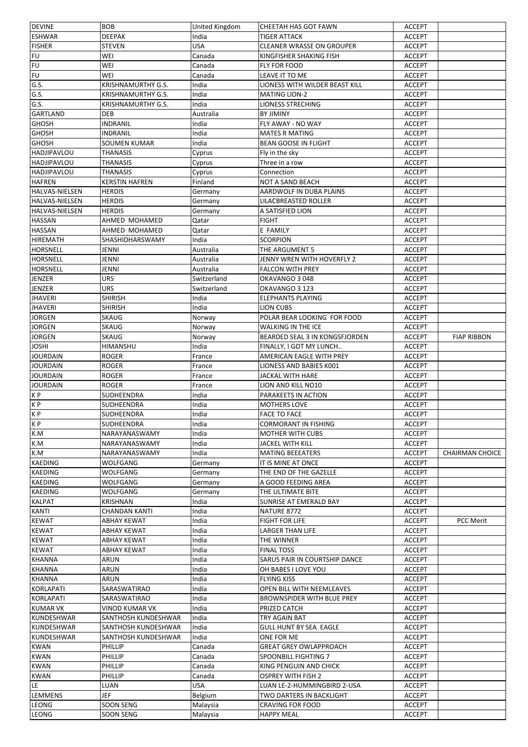| DEVINE | BOB | United Kingdom | CHEETAH HAS GOT FAWN | ACCEPT | |
|---|---|---|---|---|---|
| ESHWAR | DEEPAK | India | TIGER ATTACK | ACCEPT | |
| FISHER | STEVEN | USA | CLEANER WRASSE ON GROUPER | ACCEPT | |
| FU | WEI | Canada | KINGFISHER SHAKING FISH | ACCEPT | |
| FU | WEI | Canada | FLY FOR FOOD | ACCEPT | |
| FU | WEI | Canada | LEAVE IT TO ME | ACCEPT | |
| G.S. | KRISHNAMURTHY G.S. | India | LIONESS WITH WILDER BEAST KILL | ACCEPT | |
| G.S. | KRISHNAMURTHY G.S. | India | MATING LION-2 | ACCEPT | |
| G.S. | KRISHNAMURTHY G.S. | India | LIONESS STRECHING | ACCEPT | |
| GARTLAND | DEB | Australia | BY JIMINY | ACCEPT | |
| GHOSH | INDRANIL | India | FLY AWAY - NO WAY | ACCEPT | |
| GHOSH | INDRANIL | India | MATES R MATING | ACCEPT | |
| GHOSH | SOUMEN KUMAR | India | BEAN GOOSE IN FLIGHT | ACCEPT | |
| HADJIPAVLOU | THANASIS | Cyprus | Fly in the sky | ACCEPT | |
| HADJIPAVLOU | THANASIS | Cyprus | Three in a row | ACCEPT | |
| HADJIPAVLOU | THANASIS | Cyprus | Connection | ACCEPT | |
| HAFREN | KERSTIN HAFREN | Finland | NOT A SAND BEACH | ACCEPT | |
| HALVAS-NIELSEN | HERDIS | Germany | AARDWOLF IN DUBA PLAINS | ACCEPT | |
| HALVAS-NIELSEN | HERDIS | Germany | LILACBREASTED ROLLER | ACCEPT | |
| HALVAS-NIELSEN | HERDIS | Germany | A SATISFIED LION | ACCEPT | |
| HASSAN | AHMED MOHAMED | Qatar | FIGHT | ACCEPT | |
| HASSAN | AHMED MOHAMED | Qatar | E FAMILY | ACCEPT | |
| HIREMATH | SHASHIDHARSWAMY | India | SCORPION | ACCEPT | |
| HORSNELL | JENNI | Australia | THE ARGUMENT 5 | ACCEPT | |
| HORSNELL | JENNI | Australia | JENNY WREN WITH HOVERFLY 2 | ACCEPT | |
| HORSNELL | JENNI | Australia | FALCON WITH PREY | ACCEPT | |
| JENZER | URS | Switzerland | OKAVANGO 3 048 | ACCEPT | |
| JENZER | URS | Switzerland | OKAVANGO 3 123 | ACCEPT | |
| JHAVERI | SHIRISH | India | ELEPHANTS PLAYING | ACCEPT | |
| JHAVERI | SHIRISH | India | LION CUBS | ACCEPT | |
| JORGEN | SKAUG | Norway | POLAR BEAR LOOKING FOR FOOD | ACCEPT | |
| JORGEN | SKAUG | Norway | WALKING IN THE ICE | ACCEPT | |
| JORGEN | SKAUG | Norway | BEARDED SEAL 3 IN KONGSFJORDEN | ACCEPT | FIAP RIBBON |
| JOSHI | HIMANSHU | India | FINALLY, I GOT MY LUNCH.. | ACCEPT | |
| JOURDAIN | ROGER | France | AMERICAN EAGLE WITH PREY | ACCEPT | |
| JOURDAIN | ROGER | France | LIONESS AND BABIES K001 | ACCEPT | |
| JOURDAIN | ROGER | France | JACKAL WITH HARE | ACCEPT | |
| JOURDAIN | ROGER | France | LION AND KILL NO10 | ACCEPT | |
| K P | SUDHEENDRA | India | PARAKEETS IN ACTION | ACCEPT | |
| K P | SUDHEENDRA | India | MOTHERS LOVE | ACCEPT | |
| K P | SUDHEENDRA | India | FACE TO FACE | ACCEPT | |
| K P | SUDHEENDRA | India | CORMORANT IN FISHING | ACCEPT | |
| K.M | NARAYANASWAMY | India | MOTHER WITH CUBS | ACCEPT | |
| K.M | NARAYANASWAMY | India | JACKEL WITH KILL | ACCEPT | |
| K.M | NARAYANASWAMY | India | MATING BEEEATERS | ACCEPT | CHAIRMAN CHOICE |
| KAEDING | WOLFGANG | Germany | IT IS MINE AT ONCE | ACCEPT | |
| KAEDING | WOLFGANG | Germany | THE END OF THE GAZELLE | ACCEPT | |
| KAEDING | WOLFGANG | Germany | A GOOD FEEDING AREA | ACCEPT | |
| KAEDING | WOLFGANG | Germany | THE ULTIMATE BITE | ACCEPT | |
| KALPAT | KRISHNAN | India | SUNRISE AT EMERALD BAY | ACCEPT | |
| KANTI | CHANDAN KANTI | India | NATURE 8772 | ACCEPT | |
| KEWAT | ABHAY KEWAT | India | FIGHT FOR LIFE | ACCEPT | PCC Merit |
| KEWAT | ABHAY KEWAT | India | LARGER THAN LIFE | ACCEPT | |
| KEWAT | ABHAY KEWAT | India | THE WINNER | ACCEPT | |
| KEWAT | ABHAY KEWAT | India | FINAL TOSS | ACCEPT | |
| KHANNA | ARUN | India | SARUS PAIR IN COURTSHIP DANCE | ACCEPT | |
| KHANNA | ARUN | India | OH BABES I LOVE YOU | ACCEPT | |
| KHANNA | ARUN | India | FLYING KISS | ACCEPT | |
| KORLAPATI | SARASWATIRAO | India | OPEN BILL WITH NEEMLEAVES | ACCEPT | |
| KORLAPATI | SARASWATIRAO | India | BROWNSPIDER WITH BLUE PREY | ACCEPT | |
| KUMAR VK | VINOD KUMAR VK | India | PRIZED CATCH | ACCEPT | |
| KUNDESHWAR | SANTHOSH KUNDESHWAR | India | TRY AGAIN BAT | ACCEPT | |
| KUNDESHWAR | SANTHOSH KUNDESHWAR | India | GULL HUNT BY SEA EAGLE | ACCEPT | |
| KUNDESHWAR | SANTHOSH KUNDESHWAR | India | ONE FOR ME | ACCEPT | |
| KWAN | PHILLIP | Canada | GREAT GREY OWLAPPROACH | ACCEPT | |
| KWAN | PHILLIP | Canada | SPOONBILL FIGHTING 7 | ACCEPT | |
| KWAN | PHILLIP | Canada | KING PENGUIN AND CHICK | ACCEPT | |
| KWAN | PHILLIP | Canada | OSPREY WITH FISH 2 | ACCEPT | |
| LE | LUAN | USA | LUAN LE-2-HUMMINGBIRD 2-USA | ACCEPT | |
| LEMMENS | JEF | Belgium | TWO DARTERS IN BACKLIGHT | ACCEPT | |
| LEONG | SOON SENG | Malaysia | CRAVING FOR FOOD | ACCEPT | |
| LEONG | SOON SENG | Malaysia | HAPPY MEAL | ACCEPT | |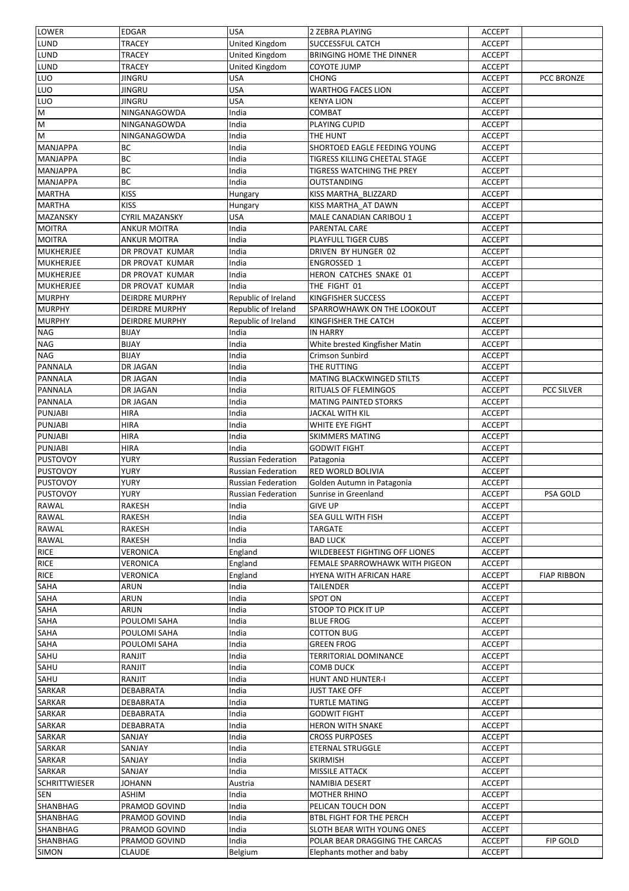| LOWER | EDGAR | USA | 2 ZEBRA PLAYING | ACCEPT | |
|---|---|---|---|---|---|
| LUND | TRACEY | United Kingdom | SUCCESSFUL CATCH | ACCEPT | |
| LUND | TRACEY | United Kingdom | BRINGING HOME THE DINNER | ACCEPT | |
| LUND | TRACEY | United Kingdom | COYOTE JUMP | ACCEPT | |
| LUO | JINGRU | USA | CHONG | ACCEPT | PCC BRONZE |
| LUO | JINGRU | USA | WARTHOG FACES LION | ACCEPT | |
| LUO | JINGRU | USA | KENYA LION | ACCEPT | |
| M | NINGANAGOWDA | India | COMBAT | ACCEPT | |
| M | NINGANAGOWDA | India | PLAYING CUPID | ACCEPT | |
| M | NINGANAGOWDA | India | THE HUNT | ACCEPT | |
| MANJAPPA | BC | India | SHORTOED EAGLE FEEDING YOUNG | ACCEPT | |
| MANJAPPA | BC | India | TIGRESS KILLING CHEETAL STAGE | ACCEPT | |
| MANJAPPA | BC | India | TIGRESS WATCHING THE PREY | ACCEPT | |
| MANJAPPA | BC | India | OUTSTANDING | ACCEPT | |
| MARTHA | KISS | Hungary | KISS MARTHA_BLIZZARD | ACCEPT | |
| MARTHA | KISS | Hungary | KISS MARTHA_AT DAWN | ACCEPT | |
| MAZANSKY | CYRIL MAZANSKY | USA | MALE CANADIAN CARIBOU 1 | ACCEPT | |
| MOITRA | ANKUR MOITRA | India | PARENTAL CARE | ACCEPT | |
| MOITRA | ANKUR MOITRA | India | PLAYFULL TIGER CUBS | ACCEPT | |
| MUKHERJEE | DR PROVAT KUMAR | India | DRIVEN BY HUNGER 02 | ACCEPT | |
| MUKHERJEE | DR PROVAT KUMAR | India | ENGROSSED 1 | ACCEPT | |
| MUKHERJEE | DR PROVAT KUMAR | India | HERON CATCHES SNAKE 01 | ACCEPT | |
| MUKHERJEE | DR PROVAT KUMAR | India | THE FIGHT 01 | ACCEPT | |
| MURPHY | DEIRDRE MURPHY | Republic of Ireland | KINGFISHER SUCCESS | ACCEPT | |
| MURPHY | DEIRDRE MURPHY | Republic of Ireland | SPARROWHAWK ON THE LOOKOUT | ACCEPT | |
| MURPHY | DEIRDRE MURPHY | Republic of Ireland | KINGFISHER THE CATCH | ACCEPT | |
| NAG | BIJAY | India | IN HARRY | ACCEPT | |
| NAG | BIJAY | India | White brested Kingfisher Matin | ACCEPT | |
| NAG | BIJAY | India | Crimson Sunbird | ACCEPT | |
| PANNALA | DR JAGAN | India | THE RUTTING | ACCEPT | |
| PANNALA | DR JAGAN | India | MATING BLACKWINGED STILTS | ACCEPT | |
| PANNALA | DR JAGAN | India | RITUALS OF FLEMINGOS | ACCEPT | PCC SILVER |
| PANNALA | DR JAGAN | India | MATING PAINTED STORKS | ACCEPT | |
| PUNJABI | HIRA | India | JACKAL WITH KIL | ACCEPT | |
| PUNJABI | HIRA | India | WHITE EYE FIGHT | ACCEPT | |
| PUNJABI | HIRA | India | SKIMMERS MATING | ACCEPT | |
| PUNJABI | HIRA | India | GODWIT FIGHT | ACCEPT | |
| PUSTOVOY | YURY | Russian Federation | Patagonia | ACCEPT | |
| PUSTOVOY | YURY | Russian Federation | RED WORLD BOLIVIA | ACCEPT | |
| PUSTOVOY | YURY | Russian Federation | Golden Autumn in Patagonia | ACCEPT | |
| PUSTOVOY | YURY | Russian Federation | Sunrise in Greenland | ACCEPT | PSA GOLD |
| RAWAL | RAKESH | India | GIVE UP | ACCEPT | |
| RAWAL | RAKESH | India | SEA GULL WITH FISH | ACCEPT | |
| RAWAL | RAKESH | India | TARGATE | ACCEPT | |
| RAWAL | RAKESH | India | BAD LUCK | ACCEPT | |
| RICE | VERONICA | England | WILDEBEEST FIGHTING OFF LIONES | ACCEPT | |
| RICE | VERONICA | England | FEMALE SPARROWHAWK WITH PIGEON | ACCEPT | |
| RICE | VERONICA | England | HYENA WITH AFRICAN HARE | ACCEPT | FIAP RIBBON |
| SAHA | ARUN | India | TAILENDER | ACCEPT | |
| SAHA | ARUN | India | SPOT ON | ACCEPT | |
| SAHA | ARUN | India | STOOP TO PICK IT UP | ACCEPT | |
| SAHA | POULOMI SAHA | India | BLUE FROG | ACCEPT | |
| SAHA | POULOMI SAHA | India | COTTON BUG | ACCEPT | |
| SAHA | POULOMI SAHA | India | GREEN FROG | ACCEPT | |
| SAHU | RANJIT | India | TERRITORIAL DOMINANCE | ACCEPT | |
| SAHU | RANJIT | India | COMB DUCK | ACCEPT | |
| SAHU | RANJIT | India | HUNT AND HUNTER-I | ACCEPT | |
| SARKAR | DEBABRATA | India | JUST TAKE OFF | ACCEPT | |
| SARKAR | DEBABRATA | India | TURTLE MATING | ACCEPT | |
| SARKAR | DEBABRATA | India | GODWIT FIGHT | ACCEPT | |
| SARKAR | DEBABRATA | India | HERON WITH SNAKE | ACCEPT | |
| SARKAR | SANJAY | India | CROSS PURPOSES | ACCEPT | |
| SARKAR | SANJAY | India | ETERNAL STRUGGLE | ACCEPT | |
| SARKAR | SANJAY | India | SKIRMISH | ACCEPT | |
| SARKAR | SANJAY | India | MISSILE ATTACK | ACCEPT | |
| SCHRITTWIESER | JOHANN | Austria | NAMIBIA DESERT | ACCEPT | |
| SEN | ASHIM | India | MOTHER RHINO | ACCEPT | |
| SHANBHAG | PRAMOD GOVIND | India | PELICAN TOUCH DON | ACCEPT | |
| SHANBHAG | PRAMOD GOVIND | India | BTBL FIGHT FOR THE PERCH | ACCEPT | |
| SHANBHAG | PRAMOD GOVIND | India | SLOTH BEAR WITH YOUNG ONES | ACCEPT | |
| SHANBHAG | PRAMOD GOVIND | India | POLAR BEAR DRAGGING THE CARCAS | ACCEPT | FIP GOLD |
| SIMON | CLAUDE | Belgium | Elephants mother and baby | ACCEPT | |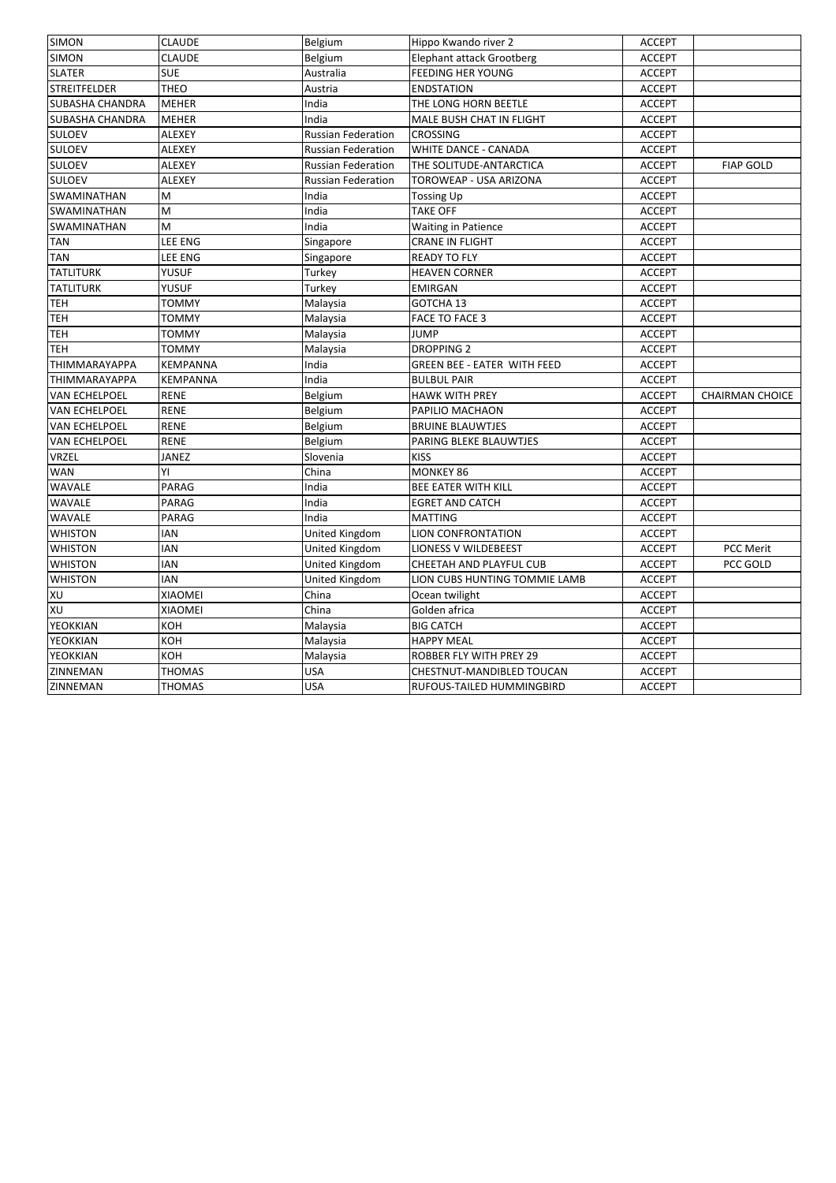| SIMON | CLAUDE | Belgium | Hippo Kwando river 2 | ACCEPT | |
|---|---|---|---|---|---|
| SIMON | CLAUDE | Belgium | Elephant attack Grootberg | ACCEPT | |
| SLATER | SUE | Australia | FEEDING HER YOUNG | ACCEPT | |
| STREITFELDER | THEO | Austria | ENDSTATION | ACCEPT | |
| SUBASHA CHANDRA | MEHER | India | THE LONG HORN BEETLE | ACCEPT | |
| SUBASHA CHANDRA | MEHER | India | MALE BUSH CHAT IN FLIGHT | ACCEPT | |
| SULOEV | ALEXEY | Russian Federation | CROSSING | ACCEPT | |
| SULOEV | ALEXEY | Russian Federation | WHITE DANCE - CANADA | ACCEPT | |
| SULOEV | ALEXEY | Russian Federation | THE SOLITUDE-ANTARCTICA | ACCEPT | FIAP GOLD |
| SULOEV | ALEXEY | Russian Federation | TOROWEAP - USA ARIZONA | ACCEPT | |
| SWAMINATHAN | M | India | Tossing Up | ACCEPT | |
| SWAMINATHAN | M | India | TAKE OFF | ACCEPT | |
| SWAMINATHAN | M | India | Waiting in Patience | ACCEPT | |
| TAN | LEE ENG | Singapore | CRANE IN FLIGHT | ACCEPT | |
| TAN | LEE ENG | Singapore | READY TO FLY | ACCEPT | |
| TATLITURK | YUSUF | Turkey | HEAVEN CORNER | ACCEPT | |
| TATLITURK | YUSUF | Turkey | EMIRGAN | ACCEPT | |
| TEH | TOMMY | Malaysia | GOTCHA 13 | ACCEPT | |
| TEH | TOMMY | Malaysia | FACE TO FACE 3 | ACCEPT | |
| TEH | TOMMY | Malaysia | JUMP | ACCEPT | |
| TEH | TOMMY | Malaysia | DROPPING 2 | ACCEPT | |
| THIMMARAYAPPA | KEMPANNA | India | GREEN BEE - EATER WITH FEED | ACCEPT | |
| THIMMARAYAPPA | KEMPANNA | India | BULBUL PAIR | ACCEPT | |
| VAN ECHELPOEL | RENE | Belgium | HAWK WITH PREY | ACCEPT | CHAIRMAN CHOICE |
| VAN ECHELPOEL | RENE | Belgium | PAPILIO MACHAON | ACCEPT | |
| VAN ECHELPOEL | RENE | Belgium | BRUINE BLAUWTJES | ACCEPT | |
| VAN ECHELPOEL | RENE | Belgium | PARING BLEKE BLAUWTJES | ACCEPT | |
| VRZEL | JANEZ | Slovenia | KISS | ACCEPT | |
| WAN | YI | China | MONKEY 86 | ACCEPT | |
| WAVALE | PARAG | India | BEE EATER WITH KILL | ACCEPT | |
| WAVALE | PARAG | India | EGRET AND CATCH | ACCEPT | |
| WAVALE | PARAG | India | MATTING | ACCEPT | |
| WHISTON | IAN | United Kingdom | LION CONFRONTATION | ACCEPT | |
| WHISTON | IAN | United Kingdom | LIONESS V WILDEBEEST | ACCEPT | PCC Merit |
| WHISTON | IAN | United Kingdom | CHEETAH AND PLAYFUL CUB | ACCEPT | PCC GOLD |
| WHISTON | IAN | United Kingdom | LION CUBS HUNTING TOMMIE LAMB | ACCEPT | |
| XU | XIAOMEI | China | Ocean twilight | ACCEPT | |
| XU | XIAOMEI | China | Golden africa | ACCEPT | |
| YEOKKIAN | KOH | Malaysia | BIG CATCH | ACCEPT | |
| YEOKKIAN | KOH | Malaysia | HAPPY MEAL | ACCEPT | |
| YEOKKIAN | KOH | Malaysia | ROBBER FLY WITH PREY 29 | ACCEPT | |
| ZINNEMAN | THOMAS | USA | CHESTNUT-MANDIBLED TOUCAN | ACCEPT | |
| ZINNEMAN | THOMAS | USA | RUFOUS-TAILED HUMMINGBIRD | ACCEPT | |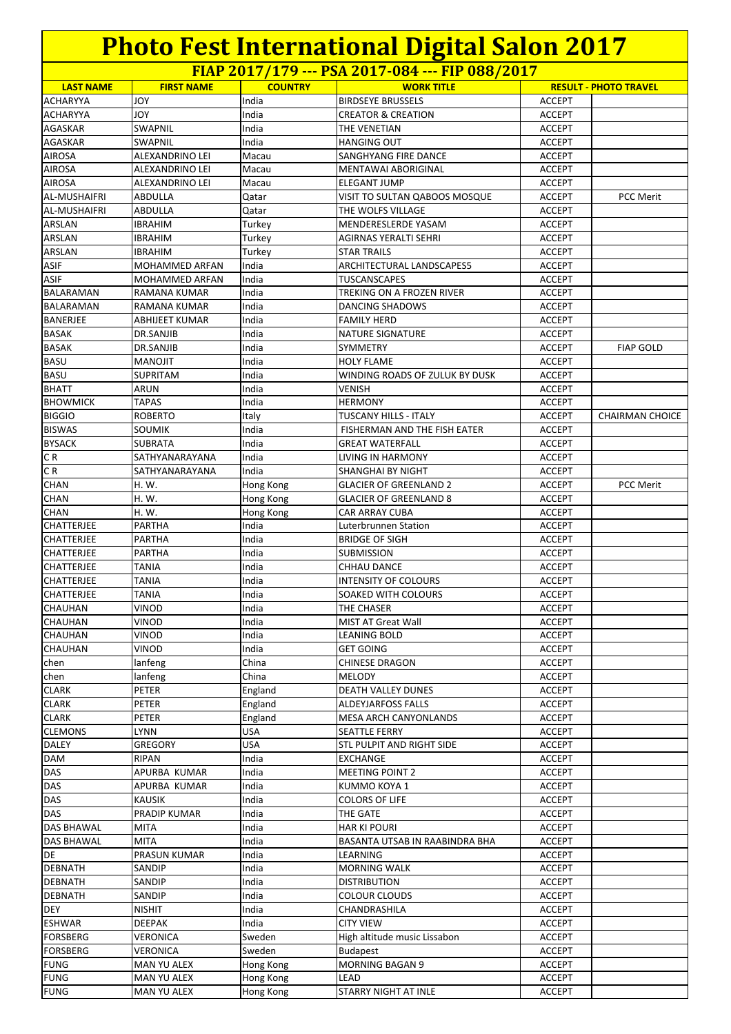# Photo Fest International Digital Salon 2017

## FIAP 2017/179 --- PSA 2017-084 --- FIP 088/2017

| LAST NAME | FIRST NAME | COUNTRY | WORK TITLE | RESULT - PHOTO TRAVEL | |
|---|---|---|---|---|---|
| ACHARYYA | JOY | India | BIRDSEYE BRUSSELS | ACCEPT | |
| ACHARYYA | JOY | India | CREATOR & CREATION | ACCEPT | |
| AGASKAR | SWAPNIL | India | THE VENETIAN | ACCEPT | |
| AGASKAR | SWAPNIL | India | HANGING OUT | ACCEPT | |
| AIROSA | ALEXANDRINO LEI | Macau | SANGHYANG FIRE DANCE | ACCEPT | |
| AIROSA | ALEXANDRINO LEI | Macau | MENTAWAI ABORIGINAL | ACCEPT | |
| AIROSA | ALEXANDRINO LEI | Macau | ELEGANT JUMP | ACCEPT | |
| AL-MUSHAIFRI | ABDULLA | Qatar | VISIT TO SULTAN QABOOS MOSQUE | ACCEPT | PCC Merit |
| AL-MUSHAIFRI | ABDULLA | Qatar | THE WOLFS VILLAGE | ACCEPT | |
| ARSLAN | IBRAHIM | Turkey | MENDERESLERDE YASAM | ACCEPT | |
| ARSLAN | IBRAHIM | Turkey | AGIRNAS YERALTI SEHRI | ACCEPT | |
| ARSLAN | IBRAHIM | Turkey | STAR TRAILS | ACCEPT | |
| ASIF | MOHAMMED ARFAN | India | ARCHITECTURAL LANDSCAPES5 | ACCEPT | |
| ASIF | MOHAMMED ARFAN | India | TUSCANSCAPES | ACCEPT | |
| BALARAMAN | RAMANA KUMAR | India | TREKING ON A FROZEN RIVER | ACCEPT | |
| BALARAMAN | RAMANA KUMAR | India | DANCING SHADOWS | ACCEPT | |
| BANERJEE | ABHIJEET KUMAR | India | FAMILY HERD | ACCEPT | |
| BASAK | DR.SANJIB | India | NATURE SIGNATURE | ACCEPT | |
| BASAK | DR.SANJIB | India | SYMMETRY | ACCEPT | FIAP GOLD |
| BASU | MANOJIT | India | HOLY FLAME | ACCEPT | |
| BASU | SUPRITAM | India | WINDING ROADS OF ZULUK BY DUSK | ACCEPT | |
| BHATT | ARUN | India | VENISH | ACCEPT | |
| BHOWMICK | TAPAS | India | HERMONY | ACCEPT | |
| BIGGIO | ROBERTO | Italy | TUSCANY HILLS - ITALY | ACCEPT | CHAIRMAN CHOICE |
| BISWAS | SOUMIK | India | FISHERMAN AND THE FISH EATER | ACCEPT | |
| BYSACK | SUBRATA | India | GREAT WATERFALL | ACCEPT | |
| C R | SATHYANARAYANA | India | LIVING IN HARMONY | ACCEPT | |
| C R | SATHYANARAYANA | India | SHANGHAI BY NIGHT | ACCEPT | |
| CHAN | H. W. | Hong Kong | GLACIER OF GREENLAND 2 | ACCEPT | PCC Merit |
| CHAN | H. W. | Hong Kong | GLACIER OF GREENLAND 8 | ACCEPT | |
| CHAN | H. W. | Hong Kong | CAR ARRAY CUBA | ACCEPT | |
| CHATTERJEE | PARTHA | India | Luterbrunnen Station | ACCEPT | |
| CHATTERJEE | PARTHA | India | BRIDGE OF SIGH | ACCEPT | |
| CHATTERJEE | PARTHA | India | SUBMISSION | ACCEPT | |
| CHATTERJEE | TANIA | India | CHHAU DANCE | ACCEPT | |
| CHATTERJEE | TANIA | India | INTENSITY OF COLOURS | ACCEPT | |
| CHATTERJEE | TANIA | India | SOAKED WITH COLOURS | ACCEPT | |
| CHAUHAN | VINOD | India | THE CHASER | ACCEPT | |
| CHAUHAN | VINOD | India | MIST AT Great Wall | ACCEPT | |
| CHAUHAN | VINOD | India | LEANING BOLD | ACCEPT | |
| CHAUHAN | VINOD | India | GET GOING | ACCEPT | |
| chen | lanfeng | China | CHINESE DRAGON | ACCEPT | |
| chen | lanfeng | China | MELODY | ACCEPT | |
| CLARK | PETER | England | DEATH VALLEY DUNES | ACCEPT | |
| CLARK | PETER | England | ALDEYJARFOSS FALLS | ACCEPT | |
| CLARK | PETER | England | MESA ARCH CANYONLANDS | ACCEPT | |
| CLEMONS | LYNN | USA | SEATTLE FERRY | ACCEPT | |
| DALEY | GREGORY | USA | STL PULPIT AND RIGHT SIDE | ACCEPT | |
| DAM | RIPAN | India | EXCHANGE | ACCEPT | |
| DAS | APURBA KUMAR | India | MEETING POINT 2 | ACCEPT | |
| DAS | APURBA KUMAR | India | KUMMO KOYA 1 | ACCEPT | |
| DAS | KAUSIK | India | COLORS OF LIFE | ACCEPT | |
| DAS | PRADIP KUMAR | India | THE GATE | ACCEPT | |
| DAS BHAWAL | MITA | India | HAR KI POURI | ACCEPT | |
| DAS BHAWAL | MITA | India | BASANTA UTSAB IN RAABINDRA BHA | ACCEPT | |
| DE | PRASUN KUMAR | India | LEARNING | ACCEPT | |
| DEBNATH | SANDIP | India | MORNING WALK | ACCEPT | |
| DEBNATH | SANDIP | India | DISTRIBUTION | ACCEPT | |
| DEBNATH | SANDIP | India | COLOUR CLOUDS | ACCEPT | |
| DEY | NISHIT | India | CHANDRASHILA | ACCEPT | |
| ESHWAR | DEEPAK | India | CITY VIEW | ACCEPT | |
| FORSBERG | VERONICA | Sweden | High altitude music Lissabon | ACCEPT | |
| FORSBERG | VERONICA | Sweden | Budapest | ACCEPT | |
| FUNG | MAN YU ALEX | Hong Kong | MORNING BAGAN 9 | ACCEPT | |
| FUNG | MAN YU ALEX | Hong Kong | LEAD | ACCEPT | |
| FUNG | MAN YU ALEX | Hong Kong | STARRY NIGHT AT INLE | ACCEPT | |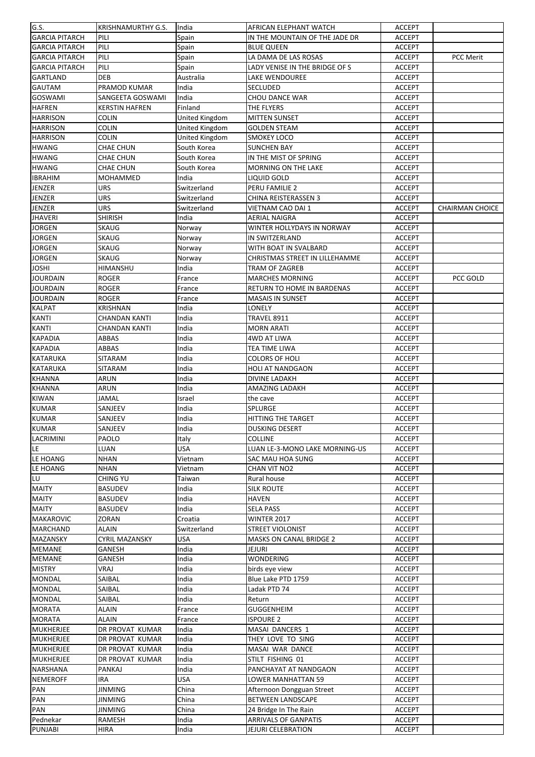| G.S. | KRISHNAMURTHY G.S. | India | AFRICAN ELEPHANT WATCH | ACCEPT | |
|---|---|---|---|---|---|
| GARCIA PITARCH | PILI | Spain | IN THE MOUNTAIN OF THE JADE DR | ACCEPT | |
| GARCIA PITARCH | PILI | Spain | BLUE QUEEN | ACCEPT | |
| GARCIA PITARCH | PILI | Spain | LA DAMA DE LAS ROSAS | ACCEPT | PCC Merit |
| GARCIA PITARCH | PILI | Spain | LADY VENISE IN THE BRIDGE OF S | ACCEPT | |
| GARTLAND | DEB | Australia | LAKE WENDOUREE | ACCEPT | |
| GAUTAM | PRAMOD KUMAR | India | SECLUDED | ACCEPT | |
| GOSWAMI | SANGEETA GOSWAMI | India | CHOU DANCE WAR | ACCEPT | |
| HAFREN | KERSTIN HAFREN | Finland | THE FLYERS | ACCEPT | |
| HARRISON | COLIN | United Kingdom | MITTEN SUNSET | ACCEPT | |
| HARRISON | COLIN | United Kingdom | GOLDEN STEAM | ACCEPT | |
| HARRISON | COLIN | United Kingdom | SMOKEY LOCO | ACCEPT | |
| HWANG | CHAE CHUN | South Korea | SUNCHEN BAY | ACCEPT | |
| HWANG | CHAE CHUN | South Korea | IN THE MIST OF SPRING | ACCEPT | |
| HWANG | CHAE CHUN | South Korea | MORNING ON THE LAKE | ACCEPT | |
| IBRAHIM | MOHAMMED | India | LIQUID GOLD | ACCEPT | |
| JENZER | URS | Switzerland | PERU FAMILIE 2 | ACCEPT | |
| JENZER | URS | Switzerland | CHINA REISTERASSEN 3 | ACCEPT | |
| JENZER | URS | Switzerland | VIETNAM CAO DAI 1 | ACCEPT | CHAIRMAN CHOICE |
| JHAVERI | SHIRISH | India | AERIAL NAIGRA | ACCEPT | |
| JORGEN | SKAUG | Norway | WINTER HOLLYDAYS IN NORWAY | ACCEPT | |
| JORGEN | SKAUG | Norway | IN SWITZERLAND | ACCEPT | |
| JORGEN | SKAUG | Norway | WITH BOAT IN SVALBARD | ACCEPT | |
| JORGEN | SKAUG | Norway | CHRISTMAS STREET IN LILLEHAMME | ACCEPT | |
| JOSHI | HIMANSHU | India | TRAM OF ZAGREB | ACCEPT | |
| JOURDAIN | ROGER | France | MARCHES MORNING | ACCEPT | PCC GOLD |
| JOURDAIN | ROGER | France | RETURN TO HOME IN BARDENAS | ACCEPT | |
| JOURDAIN | ROGER | France | MASAIS IN SUNSET | ACCEPT | |
| KALPAT | KRISHNAN | India | LONELY | ACCEPT | |
| KANTI | CHANDAN KANTI | India | TRAVEL 8911 | ACCEPT | |
| KANTI | CHANDAN KANTI | India | MORN ARATI | ACCEPT | |
| KAPADIA | ABBAS | India | 4WD AT LIWA | ACCEPT | |
| KAPADIA | ABBAS | India | TEA TIME LIWA | ACCEPT | |
| KATARUKA | SITARAM | India | COLORS OF HOLI | ACCEPT | |
| KATARUKA | SITARAM | India | HOLI AT NANDGAON | ACCEPT | |
| KHANNA | ARUN | India | DIVINE LADAKH | ACCEPT | |
| KHANNA | ARUN | India | AMAZING LADAKH | ACCEPT | |
| KIWAN | JAMAL | Israel | the cave | ACCEPT | |
| KUMAR | SANJEEV | India | SPLURGE | ACCEPT | |
| KUMAR | SANJEEV | India | HITTING THE TARGET | ACCEPT | |
| KUMAR | SANJEEV | India | DUSKING DESERT | ACCEPT | |
| LACRIMINI | PAOLO | Italy | COLLINE | ACCEPT | |
| LE | LUAN | USA | LUAN LE-3-MONO LAKE MORNING-US | ACCEPT | |
| LE HOANG | NHAN | Vietnam | SAC MAU HOA SUNG | ACCEPT | |
| LE HOANG | NHAN | Vietnam | CHAN VIT NO2 | ACCEPT | |
| LU | CHING YU | Taiwan | Rural house | ACCEPT | |
| MAITY | BASUDEV | India | SILK ROUTE | ACCEPT | |
| MAITY | BASUDEV | India | HAVEN | ACCEPT | |
| MAITY | BASUDEV | India | SELA PASS | ACCEPT | |
| MAKAROVIC | ZORAN | Croatia | WINTER 2017 | ACCEPT | |
| MARCHAND | ALAIN | Switzerland | STREET VIOLONIST | ACCEPT | |
| MAZANSKY | CYRIL MAZANSKY | USA | MASKS ON CANAL BRIDGE 2 | ACCEPT | |
| MEMANE | GANESH | India | JEJURI | ACCEPT | |
| MEMANE | GANESH | India | WONDERING | ACCEPT | |
| MISTRY | VRAJ | India | birds eye view | ACCEPT | |
| MONDAL | SAIBAL | India | Blue Lake PTD 1759 | ACCEPT | |
| MONDAL | SAIBAL | India | Ladak PTD 74 | ACCEPT | |
| MONDAL | SAIBAL | India | Return | ACCEPT | |
| MORATA | ALAIN | France | GUGGENHEIM | ACCEPT | |
| MORATA | ALAIN | France | ISPOURE 2 | ACCEPT | |
| MUKHERJEE | DR PROVAT KUMAR | India | MASAI DANCERS 1 | ACCEPT | |
| MUKHERJEE | DR PROVAT KUMAR | India | THEY LOVE TO SING | ACCEPT | |
| MUKHERJEE | DR PROVAT KUMAR | India | MASAI WAR DANCE | ACCEPT | |
| MUKHERJEE | DR PROVAT KUMAR | India | STILT FISHING 01 | ACCEPT | |
| NARSHANA | PANKAJ | India | PANCHAYAT AT NANDGAON | ACCEPT | |
| NEMEROFF | IRA | USA | LOWER MANHATTAN 59 | ACCEPT | |
| PAN | JINMING | China | Afternoon Dongguan Street | ACCEPT | |
| PAN | JINMING | China | BETWEEN LANDSCAPE | ACCEPT | |
| PAN | JINMING | China | 24 Bridge In The Rain | ACCEPT | |
| Pednekar | RAMESH | India | ARRIVALS OF GANPATIS | ACCEPT | |
| PUNJABI | HIRA | India | JEJURI CELEBRATION | ACCEPT | |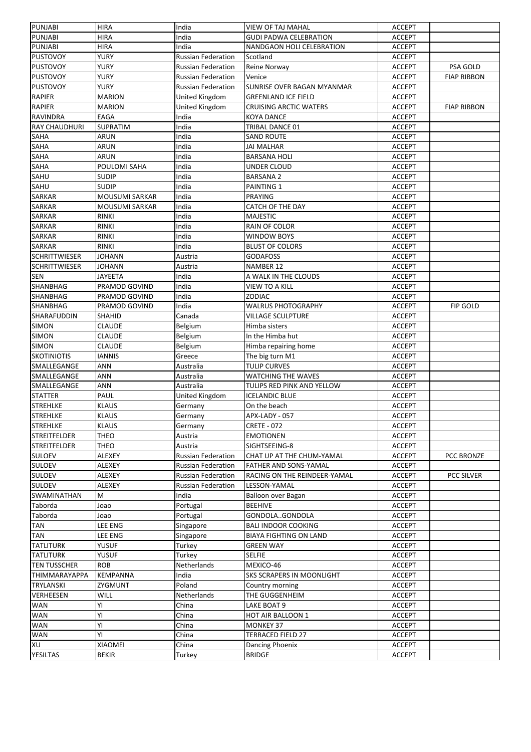| PUNJABI | HIRA | India | VIEW OF TAJ MAHAL | ACCEPT | |
|---|---|---|---|---|---|
| PUNJABI | HIRA | India | GUDI PADWA CELEBRATION | ACCEPT | |
| PUNJABI | HIRA | India | NANDGAON HOLI CELEBRATION | ACCEPT | |
| PUSTOVOY | YURY | Russian Federation | Scotland | ACCEPT | |
| PUSTOVOY | YURY | Russian Federation | Reine Norway | ACCEPT | PSA GOLD |
| PUSTOVOY | YURY | Russian Federation | Venice | ACCEPT | FIAP RIBBON |
| PUSTOVOY | YURY | Russian Federation | SUNRISE OVER BAGAN MYANMAR | ACCEPT | |
| RAPIER | MARION | United Kingdom | GREENLAND ICE FIELD | ACCEPT | |
| RAPIER | MARION | United Kingdom | CRUISING ARCTIC WATERS | ACCEPT | FIAP RIBBON |
| RAVINDRA | EAGA | India | KOYA DANCE | ACCEPT | |
| RAY CHAUDHURI | SUPRATIM | India | TRIBAL DANCE 01 | ACCEPT | |
| SAHA | ARUN | India | SAND ROUTE | ACCEPT | |
| SAHA | ARUN | India | JAI MALHAR | ACCEPT | |
| SAHA | ARUN | India | BARSANA HOLI | ACCEPT | |
| SAHA | POULOMI SAHA | India | UNDER CLOUD | ACCEPT | |
| SAHU | SUDIP | India | BARSANA 2 | ACCEPT | |
| SAHU | SUDIP | India | PAINTING 1 | ACCEPT | |
| SARKAR | MOUSUMI SARKAR | India | PRAYING | ACCEPT | |
| SARKAR | MOUSUMI SARKAR | India | CATCH OF THE DAY | ACCEPT | |
| SARKAR | RINKI | India | MAJESTIC | ACCEPT | |
| SARKAR | RINKI | India | RAIN OF COLOR | ACCEPT | |
| SARKAR | RINKI | India | WINDOW BOYS | ACCEPT | |
| SARKAR | RINKI | India | BLUST OF COLORS | ACCEPT | |
| SCHRITTWIESER | JOHANN | Austria | GODAFOSS | ACCEPT | |
| SCHRITTWIESER | JOHANN | Austria | NAMBER 12 | ACCEPT | |
| SEN | JAYEETA | India | A WALK IN THE CLOUDS | ACCEPT | |
| SHANBHAG | PRAMOD GOVIND | India | VIEW TO A KILL | ACCEPT | |
| SHANBHAG | PRAMOD GOVIND | India | ZODIAC | ACCEPT | |
| SHANBHAG | PRAMOD GOVIND | India | WALRUS PHOTOGRAPHY | ACCEPT | FIP GOLD |
| SHARAFUDDIN | SHAHID | Canada | VILLAGE SCULPTURE | ACCEPT | |
| SIMON | CLAUDE | Belgium | Himba sisters | ACCEPT | |
| SIMON | CLAUDE | Belgium | In the Himba hut | ACCEPT | |
| SIMON | CLAUDE | Belgium | Himba repairing home | ACCEPT | |
| SKOTINIOTIS | IANNIS | Greece | The big turn M1 | ACCEPT | |
| SMALLEGANGE | ANN | Australia | TULIP CURVES | ACCEPT | |
| SMALLEGANGE | ANN | Australia | WATCHING THE WAVES | ACCEPT | |
| SMALLEGANGE | ANN | Australia | TULIPS RED PINK AND YELLOW | ACCEPT | |
| STATTER | PAUL | United Kingdom | ICELANDIC BLUE | ACCEPT | |
| STREHLKE | KLAUS | Germany | On the beach | ACCEPT | |
| STREHLKE | KLAUS | Germany | APX-LADY - 057 | ACCEPT | |
| STREHLKE | KLAUS | Germany | CRETE - 072 | ACCEPT | |
| STREITFELDER | THEO | Austria | EMOTIONEN | ACCEPT | |
| STREITFELDER | THEO | Austria | SIGHTSEEING-8 | ACCEPT | |
| SULOEV | ALEXEY | Russian Federation | CHAT UP AT THE CHUM-YAMAL | ACCEPT | PCC BRONZE |
| SULOEV | ALEXEY | Russian Federation | FATHER AND SONS-YAMAL | ACCEPT | |
| SULOEV | ALEXEY | Russian Federation | RACING ON THE REINDEER-YAMAL | ACCEPT | PCC SILVER |
| SULOEV | ALEXEY | Russian Federation | LESSON-YAMAL | ACCEPT | |
| SWAMINATHAN | M | India | Balloon over Bagan | ACCEPT | |
| Taborda | Joao | Portugal | BEEHIVE | ACCEPT | |
| Taborda | Joao | Portugal | GONDOLA..GONDOLA | ACCEPT | |
| TAN | LEE ENG | Singapore | BALI INDOOR COOKING | ACCEPT | |
| TAN | LEE ENG | Singapore | BIAYA FIGHTING ON LAND | ACCEPT | |
| TATLITURK | YUSUF | Turkey | GREEN WAY | ACCEPT | |
| TATLITURK | YUSUF | Turkey | SELFIE | ACCEPT | |
| TEN TUSSCHER | ROB | Netherlands | MEXICO-46 | ACCEPT | |
| THIMMARAYAPPA | KEMPANNA | India | SKS SCRAPERS IN MOONLIGHT | ACCEPT | |
| TRYLANSKI | ZYGMUNT | Poland | Country morning | ACCEPT | |
| VERHEESEN | WILL | Netherlands | THE GUGGENHEIM | ACCEPT | |
| WAN | YI | China | LAKE BOAT 9 | ACCEPT | |
| WAN | YI | China | HOT AIR BALLOON 1 | ACCEPT | |
| WAN | YI | China | MONKEY 37 | ACCEPT | |
| WAN | YI | China | TERRACED FIELD 27 | ACCEPT | |
| XU | XIAOMEI | China | Dancing Phoenix | ACCEPT | |
| YESILTAS | BEKIR | Turkey | BRIDGE | ACCEPT | |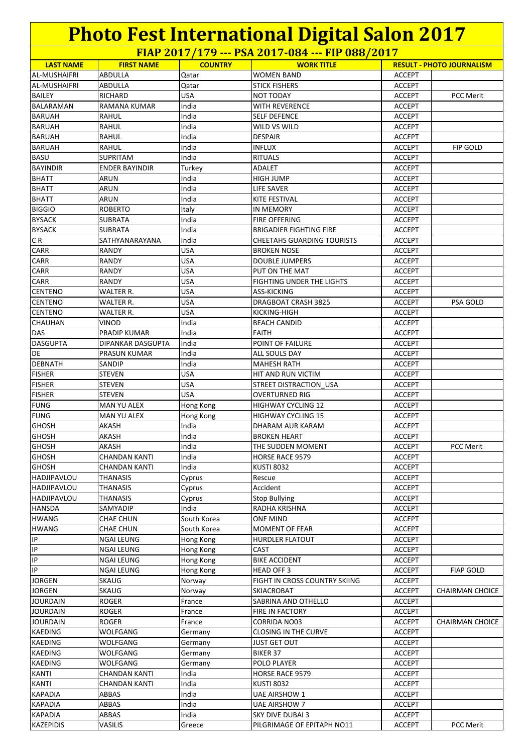# Photo Fest International Digital Salon 2017

## FIAP 2017/179 --- PSA 2017-084 --- FIP 088/2017

| LAST NAME | FIRST NAME | COUNTRY | WORK TITLE | RESULT - PHOTO JOURNALISM | |
|---|---|---|---|---|---|
| AL-MUSHAIFRI | ABDULLA | Qatar | WOMEN BAND | ACCEPT | |
| AL-MUSHAIFRI | ABDULLA | Qatar | STICK FISHERS | ACCEPT | |
| BAILEY | RICHARD | USA | NOT TODAY | ACCEPT | PCC Merit |
| BALARAMAN | RAMANA KUMAR | India | WITH REVERENCE | ACCEPT | |
| BARUAH | RAHUL | India | SELF DEFENCE | ACCEPT | |
| BARUAH | RAHUL | India | WILD VS WILD | ACCEPT | |
| BARUAH | RAHUL | India | DESPAIR | ACCEPT | |
| BARUAH | RAHUL | India | INFLUX | ACCEPT | FIP GOLD |
| BASU | SUPRITAM | India | RITUALS | ACCEPT | |
| BAYINDIR | ENDER BAYINDIR | Turkey | ADALET | ACCEPT | |
| BHATT | ARUN | India | HIGH JUMP | ACCEPT | |
| BHATT | ARUN | India | LIFE SAVER | ACCEPT | |
| BHATT | ARUN | India | KITE FESTIVAL | ACCEPT | |
| BIGGIO | ROBERTO | Italy | IN MEMORY | ACCEPT | |
| BYSACK | SUBRATA | India | FIRE OFFERING | ACCEPT | |
| BYSACK | SUBRATA | India | BRIGADIER FIGHTING FIRE | ACCEPT | |
| C R | SATHYANARAYANA | India | CHEETAHS GUARDING TOURISTS | ACCEPT | |
| CARR | RANDY | USA | BROKEN NOSE | ACCEPT | |
| CARR | RANDY | USA | DOUBLE JUMPERS | ACCEPT | |
| CARR | RANDY | USA | PUT ON THE MAT | ACCEPT | |
| CARR | RANDY | USA | FIGHTING UNDER THE LIGHTS | ACCEPT | |
| CENTENO | WALTER R. | USA | ASS-KICKING | ACCEPT | |
| CENTENO | WALTER R. | USA | DRAGBOAT CRASH 3825 | ACCEPT | PSA GOLD |
| CENTENO | WALTER R. | USA | KICKING-HIGH | ACCEPT | |
| CHAUHAN | VINOD | India | BEACH CANDID | ACCEPT | |
| DAS | PRADIP KUMAR | India | FAITH | ACCEPT | |
| DASGUPTA | DIPANKAR DASGUPTA | India | POINT OF FAILURE | ACCEPT | |
| DE | PRASUN KUMAR | India | ALL SOULS DAY | ACCEPT | |
| DEBNATH | SANDIP | India | MAHESH RATH | ACCEPT | |
| FISHER | STEVEN | USA | HIT AND RUN VICTIM | ACCEPT | |
| FISHER | STEVEN | USA | STREET DISTRACTION_USA | ACCEPT | |
| FISHER | STEVEN | USA | OVERTURNED RIG | ACCEPT | |
| FUNG | MAN YU ALEX | Hong Kong | HIGHWAY CYCLING 12 | ACCEPT | |
| FUNG | MAN YU ALEX | Hong Kong | HIGHWAY CYCLING 15 | ACCEPT | |
| GHOSH | AKASH | India | DHARAM AUR KARAM | ACCEPT | |
| GHOSH | AKASH | India | BROKEN HEART | ACCEPT | |
| GHOSH | AKASH | India | THE SUDDEN MOMENT | ACCEPT | PCC Merit |
| GHOSH | CHANDAN KANTI | India | HORSE RACE 9579 | ACCEPT | |
| GHOSH | CHANDAN KANTI | India | KUSTI 8032 | ACCEPT | |
| HADJIPAVLOU | THANASIS | Cyprus | Rescue | ACCEPT | |
| HADJIPAVLOU | THANASIS | Cyprus | Accident | ACCEPT | |
| HADJIPAVLOU | THANASIS | Cyprus | Stop Bullying | ACCEPT | |
| HANSDA | SAMYADIP | India | RADHA KRISHNA | ACCEPT | |
| HWANG | CHAE CHUN | South Korea | ONE MIND | ACCEPT | |
| HWANG | CHAE CHUN | South Korea | MOMENT OF FEAR | ACCEPT | |
| IP | NGAI LEUNG | Hong Kong | HURDLER FLATOUT | ACCEPT | |
| IP | NGAI LEUNG | Hong Kong | CAST | ACCEPT | |
| IP | NGAI LEUNG | Hong Kong | BIKE ACCIDENT | ACCEPT | |
| IP | NGAI LEUNG | Hong Kong | HEAD OFF 3 | ACCEPT | FIAP GOLD |
| JORGEN | SKAUG | Norway | FIGHT IN CROSS COUNTRY SKIING | ACCEPT | |
| JORGEN | SKAUG | Norway | SKIACROBAT | ACCEPT | CHAIRMAN CHOICE |
| JOURDAIN | ROGER | France | SABRINA AND OTHELLO | ACCEPT | |
| JOURDAIN | ROGER | France | FIRE IN FACTORY | ACCEPT | |
| JOURDAIN | ROGER | France | CORRIDA NO03 | ACCEPT | CHAIRMAN CHOICE |
| KAEDING | WOLFGANG | Germany | CLOSING IN THE CURVE | ACCEPT | |
| KAEDING | WOLFGANG | Germany | JUST GET OUT | ACCEPT | |
| KAEDING | WOLFGANG | Germany | BIKER 37 | ACCEPT | |
| KAEDING | WOLFGANG | Germany | POLO PLAYER | ACCEPT | |
| KANTI | CHANDAN KANTI | India | HORSE RACE 9579 | ACCEPT | |
| KANTI | CHANDAN KANTI | India | KUSTI 8032 | ACCEPT | |
| KAPADIA | ABBAS | India | UAE AIRSHOW 1 | ACCEPT | |
| KAPADIA | ABBAS | India | UAE AIRSHOW 7 | ACCEPT | |
| KAPADIA | ABBAS | India | SKY DIVE DUBAI 3 | ACCEPT | |
| KAZEPIDIS | VASILIS | Greece | PILGRIMAGE OF EPITAPH NO11 | ACCEPT | PCC Merit |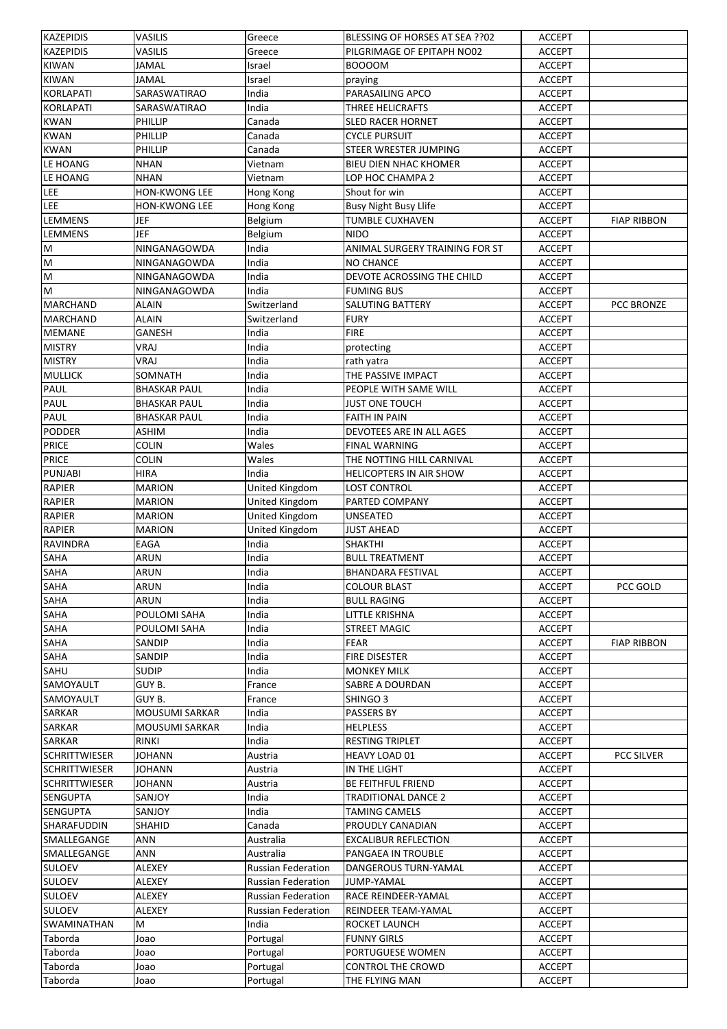| KAZEPIDIS | VASILIS | Greece | BLESSING OF HORSES AT SEA ??02 | ACCEPT | |
|---|---|---|---|---|---|
| KAZEPIDIS | VASILIS | Greece | PILGRIMAGE OF EPITAPH NO02 | ACCEPT | |
| KIWAN | JAMAL | Israel | BOOOOM | ACCEPT | |
| KIWAN | JAMAL | Israel | praying | ACCEPT | |
| KORLAPATI | SARASWATIRAO | India | PARASAILING APCO | ACCEPT | |
| KORLAPATI | SARASWATIRAO | India | THREE HELICRAFTS | ACCEPT | |
| KWAN | PHILLIP | Canada | SLED RACER HORNET | ACCEPT | |
| KWAN | PHILLIP | Canada | CYCLE PURSUIT | ACCEPT | |
| KWAN | PHILLIP | Canada | STEER WRESTER JUMPING | ACCEPT | |
| LE HOANG | NHAN | Vietnam | BIEU DIEN NHAC KHOMER | ACCEPT | |
| LE HOANG | NHAN | Vietnam | LOP HOC CHAMPA 2 | ACCEPT | |
| LEE | HON-KWONG LEE | Hong Kong | Shout for win | ACCEPT | |
| LEE | HON-KWONG LEE | Hong Kong | Busy Night Busy Llife | ACCEPT | |
| LEMMENS | JEF | Belgium | TUMBLE CUXHAVEN | ACCEPT | FIAP RIBBON |
| LEMMENS | JEF | Belgium | NIDO | ACCEPT | |
| M | NINGANAGOWDA | India | ANIMAL SURGERY TRAINING FOR ST | ACCEPT | |
| M | NINGANAGOWDA | India | NO CHANCE | ACCEPT | |
| M | NINGANAGOWDA | India | DEVOTE ACROSSING THE CHILD | ACCEPT | |
| M | NINGANAGOWDA | India | FUMING BUS | ACCEPT | |
| MARCHAND | ALAIN | Switzerland | SALUTING BATTERY | ACCEPT | PCC BRONZE |
| MARCHAND | ALAIN | Switzerland | FURY | ACCEPT | |
| MEMANE | GANESH | India | FIRE | ACCEPT | |
| MISTRY | VRAJ | India | protecting | ACCEPT | |
| MISTRY | VRAJ | India | rath yatra | ACCEPT | |
| MULLICK | SOMNATH | India | THE PASSIVE IMPACT | ACCEPT | |
| PAUL | BHASKAR PAUL | India | PEOPLE WITH SAME WILL | ACCEPT | |
| PAUL | BHASKAR PAUL | India | JUST ONE TOUCH | ACCEPT | |
| PAUL | BHASKAR PAUL | India | FAITH IN PAIN | ACCEPT | |
| PODDER | ASHIM | India | DEVOTEES ARE IN ALL AGES | ACCEPT | |
| PRICE | COLIN | Wales | FINAL WARNING | ACCEPT | |
| PRICE | COLIN | Wales | THE NOTTING HILL CARNIVAL | ACCEPT | |
| PUNJABI | HIRA | India | HELICOPTERS IN AIR SHOW | ACCEPT | |
| RAPIER | MARION | United Kingdom | LOST CONTROL | ACCEPT | |
| RAPIER | MARION | United Kingdom | PARTED COMPANY | ACCEPT | |
| RAPIER | MARION | United Kingdom | UNSEATED | ACCEPT | |
| RAPIER | MARION | United Kingdom | JUST AHEAD | ACCEPT | |
| RAVINDRA | EAGA | India | SHAKTHI | ACCEPT | |
| SAHA | ARUN | India | BULL TREATMENT | ACCEPT | |
| SAHA | ARUN | India | BHANDARA FESTIVAL | ACCEPT | |
| SAHA | ARUN | India | COLOUR BLAST | ACCEPT | PCC GOLD |
| SAHA | ARUN | India | BULL RAGING | ACCEPT | |
| SAHA | POULOMI SAHA | India | LITTLE KRISHNA | ACCEPT | |
| SAHA | POULOMI SAHA | India | STREET MAGIC | ACCEPT | |
| SAHA | SANDIP | India | FEAR | ACCEPT | FIAP RIBBON |
| SAHA | SANDIP | India | FIRE DISESTER | ACCEPT | |
| SAHU | SUDIP | India | MONKEY MILK | ACCEPT | |
| SAMOYAULT | GUY B. | France | SABRE A DOURDAN | ACCEPT | |
| SAMOYAULT | GUY B. | France | SHINGO 3 | ACCEPT | |
| SARKAR | MOUSUMI SARKAR | India | PASSERS BY | ACCEPT | |
| SARKAR | MOUSUMI SARKAR | India | HELPLESS | ACCEPT | |
| SARKAR | RINKI | India | RESTING TRIPLET | ACCEPT | |
| SCHRITTWIESER | JOHANN | Austria | HEAVY LOAD 01 | ACCEPT | PCC SILVER |
| SCHRITTWIESER | JOHANN | Austria | IN THE LIGHT | ACCEPT | |
| SCHRITTWIESER | JOHANN | Austria | BE FEITHFUL FRIEND | ACCEPT | |
| SENGUPTA | SANJOY | India | TRADITIONAL DANCE 2 | ACCEPT | |
| SENGUPTA | SANJOY | India | TAMING CAMELS | ACCEPT | |
| SHARAFUDDIN | SHAHID | Canada | PROUDLY CANADIAN | ACCEPT | |
| SMALLEGANGE | ANN | Australia | EXCALIBUR REFLECTION | ACCEPT | |
| SMALLEGANGE | ANN | Australia | PANGAEA IN TROUBLE | ACCEPT | |
| SULOEV | ALEXEY | Russian Federation | DANGEROUS TURN-YAMAL | ACCEPT | |
| SULOEV | ALEXEY | Russian Federation | JUMP-YAMAL | ACCEPT | |
| SULOEV | ALEXEY | Russian Federation | RACE REINDEER-YAMAL | ACCEPT | |
| SULOEV | ALEXEY | Russian Federation | REINDEER TEAM-YAMAL | ACCEPT | |
| SWAMINATHAN | M | India | ROCKET LAUNCH | ACCEPT | |
| Taborda | Joao | Portugal | FUNNY GIRLS | ACCEPT | |
| Taborda | Joao | Portugal | PORTUGUESE WOMEN | ACCEPT | |
| Taborda | Joao | Portugal | CONTROL THE CROWD | ACCEPT | |
| Taborda | Joao | Portugal | THE FLYING MAN | ACCEPT | |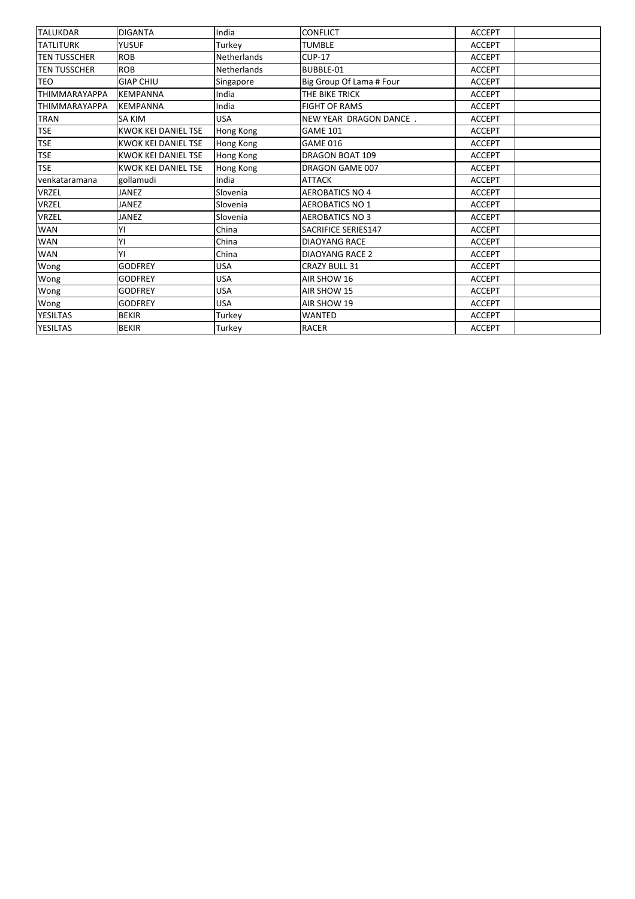| | | | | | |
|---|---|---|---|---|---|
| TALUKDAR | DIGANTA | India | CONFLICT | ACCEPT | |
| TATLITURK | YUSUF | Turkey | TUMBLE | ACCEPT | |
| TEN TUSSCHER | ROB | Netherlands | CUP-17 | ACCEPT | |
| TEN TUSSCHER | ROB | Netherlands | BUBBLE-01 | ACCEPT | |
| TEO | GIAP CHIU | Singapore | Big Group Of Lama # Four | ACCEPT | |
| THIMMARAYAPPA | KEMPANNA | India | THE BIKE TRICK | ACCEPT | |
| THIMMARAYAPPA | KEMPANNA | India | FIGHT OF RAMS | ACCEPT | |
| TRAN | SA KIM | USA | NEW YEAR DRAGON DANCE . | ACCEPT | |
| TSE | KWOK KEI DANIEL TSE | Hong Kong | GAME 101 | ACCEPT | |
| TSE | KWOK KEI DANIEL TSE | Hong Kong | GAME 016 | ACCEPT | |
| TSE | KWOK KEI DANIEL TSE | Hong Kong | DRAGON BOAT 109 | ACCEPT | |
| TSE | KWOK KEI DANIEL TSE | Hong Kong | DRAGON GAME 007 | ACCEPT | |
| venkataramana | gollamudi | India | ATTACK | ACCEPT | |
| VRZEL | JANEZ | Slovenia | AEROBATICS NO 4 | ACCEPT | |
| VRZEL | JANEZ | Slovenia | AEROBATICS NO 1 | ACCEPT | |
| VRZEL | JANEZ | Slovenia | AEROBATICS NO 3 | ACCEPT | |
| WAN | YI | China | SACRIFICE SERIES147 | ACCEPT | |
| WAN | YI | China | DIAOYANG RACE | ACCEPT | |
| WAN | YI | China | DIAOYANG RACE 2 | ACCEPT | |
| Wong | GODFREY | USA | CRAZY BULL 31 | ACCEPT | |
| Wong | GODFREY | USA | AIR SHOW 16 | ACCEPT | |
| Wong | GODFREY | USA | AIR SHOW 15 | ACCEPT | |
| Wong | GODFREY | USA | AIR SHOW 19 | ACCEPT | |
| YESILTAS | BEKIR | Turkey | WANTED | ACCEPT | |
| YESILTAS | BEKIR | Turkey | RACER | ACCEPT | |